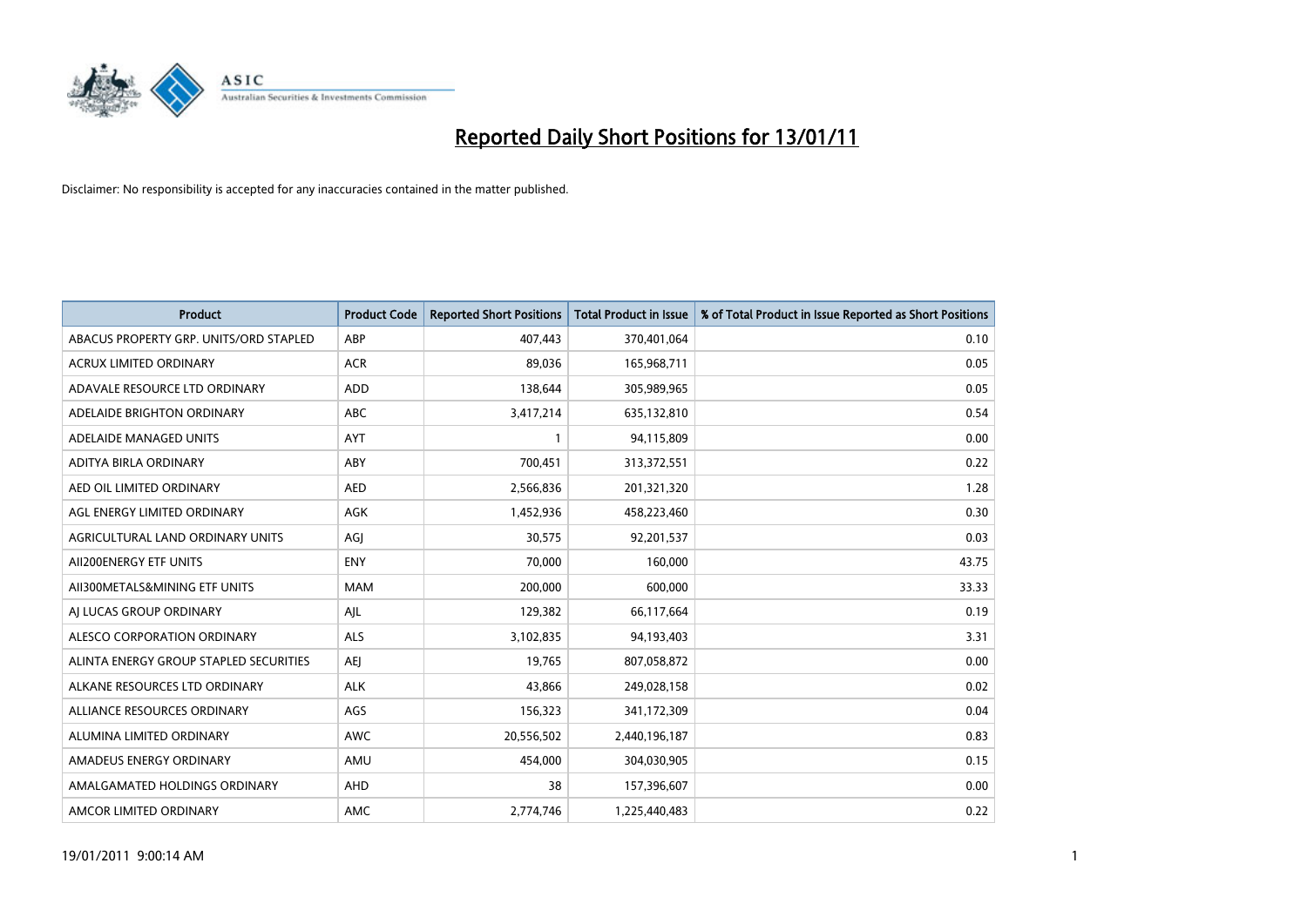# Reported Daily Short Positions for 13/01/11

Disclaimer: No responsibility is accepted for any inaccuracies contained in the matter published.

| Product | Product Code | Reported Short Positions | Total Product in Issue | % of Total Product in Issue Reported as Short Positions |
|---|---|---|---|---|
| ABACUS PROPERTY GRP. UNITS/ORD STAPLED | ABP | 407,443 | 370,401,064 | 0.10 |
| ACRUX LIMITED ORDINARY | ACR | 89,036 | 165,968,711 | 0.05 |
| ADAVALE RESOURCE LTD ORDINARY | ADD | 138,644 | 305,989,965 | 0.05 |
| ADELAIDE BRIGHTON ORDINARY | ABC | 3,417,214 | 635,132,810 | 0.54 |
| ADELAIDE MANAGED UNITS | AYT | 1 | 94,115,809 | 0.00 |
| ADITYA BIRLA ORDINARY | ABY | 700,451 | 313,372,551 | 0.22 |
| AED OIL LIMITED ORDINARY | AED | 2,566,836 | 201,321,320 | 1.28 |
| AGL ENERGY LIMITED ORDINARY | AGK | 1,452,936 | 458,223,460 | 0.30 |
| AGRICULTURAL LAND ORDINARY UNITS | AGJ | 30,575 | 92,201,537 | 0.03 |
| AII200ENERGY ETF UNITS | ENY | 70,000 | 160,000 | 43.75 |
| AII300METALS&MINING ETF UNITS | MAM | 200,000 | 600,000 | 33.33 |
| AJ LUCAS GROUP ORDINARY | AJL | 129,382 | 66,117,664 | 0.19 |
| ALESCO CORPORATION ORDINARY | ALS | 3,102,835 | 94,193,403 | 3.31 |
| ALINTA ENERGY GROUP STAPLED SECURITIES | AEJ | 19,765 | 807,058,872 | 0.00 |
| ALKANE RESOURCES LTD ORDINARY | ALK | 43,866 | 249,028,158 | 0.02 |
| ALLIANCE RESOURCES ORDINARY | AGS | 156,323 | 341,172,309 | 0.04 |
| ALUMINA LIMITED ORDINARY | AWC | 20,556,502 | 2,440,196,187 | 0.83 |
| AMADEUS ENERGY ORDINARY | AMU | 454,000 | 304,030,905 | 0.15 |
| AMALGAMATED HOLDINGS ORDINARY | AHD | 38 | 157,396,607 | 0.00 |
| AMCOR LIMITED ORDINARY | AMC | 2,774,746 | 1,225,440,483 | 0.22 |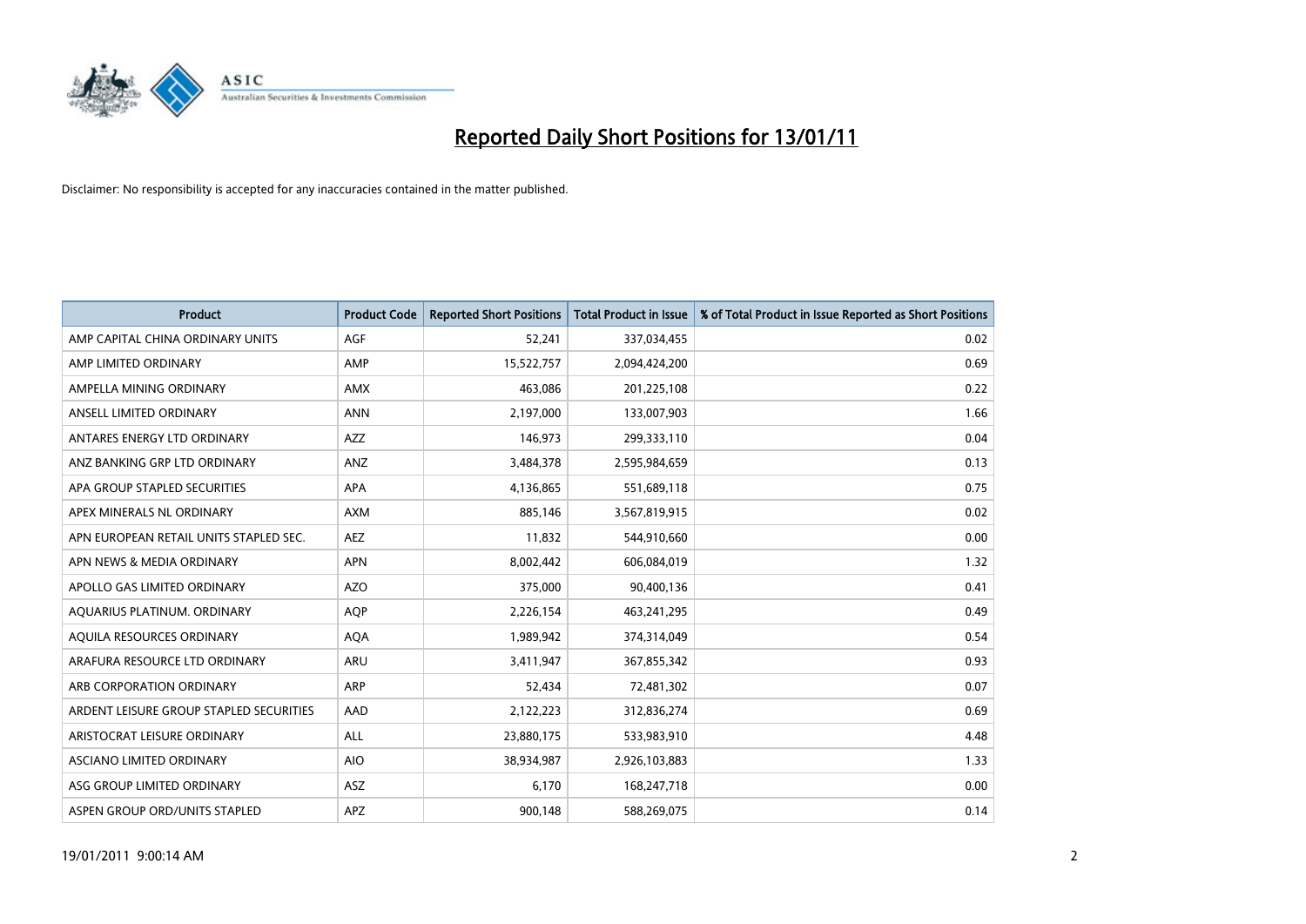# Reported Daily Short Positions for 13/01/11

Disclaimer: No responsibility is accepted for any inaccuracies contained in the matter published.

| Product | Product Code | Reported Short Positions | Total Product in Issue | % of Total Product in Issue Reported as Short Positions |
|---|---|---|---|---|
| AMP CAPITAL CHINA ORDINARY UNITS | AGF | 52,241 | 337,034,455 | 0.02 |
| AMP LIMITED ORDINARY | AMP | 15,522,757 | 2,094,424,200 | 0.69 |
| AMPELLA MINING ORDINARY | AMX | 463,086 | 201,225,108 | 0.22 |
| ANSELL LIMITED ORDINARY | ANN | 2,197,000 | 133,007,903 | 1.66 |
| ANTARES ENERGY LTD ORDINARY | AZZ | 146,973 | 299,333,110 | 0.04 |
| ANZ BANKING GRP LTD ORDINARY | ANZ | 3,484,378 | 2,595,984,659 | 0.13 |
| APA GROUP STAPLED SECURITIES | APA | 4,136,865 | 551,689,118 | 0.75 |
| APEX MINERALS NL ORDINARY | AXM | 885,146 | 3,567,819,915 | 0.02 |
| APN EUROPEAN RETAIL UNITS STAPLED SEC. | AEZ | 11,832 | 544,910,660 | 0.00 |
| APN NEWS & MEDIA ORDINARY | APN | 8,002,442 | 606,084,019 | 1.32 |
| APOLLO GAS LIMITED ORDINARY | AZO | 375,000 | 90,400,136 | 0.41 |
| AQUARIUS PLATINUM. ORDINARY | AQP | 2,226,154 | 463,241,295 | 0.49 |
| AQUILA RESOURCES ORDINARY | AQA | 1,989,942 | 374,314,049 | 0.54 |
| ARAFURA RESOURCE LTD ORDINARY | ARU | 3,411,947 | 367,855,342 | 0.93 |
| ARB CORPORATION ORDINARY | ARP | 52,434 | 72,481,302 | 0.07 |
| ARDENT LEISURE GROUP STAPLED SECURITIES | AAD | 2,122,223 | 312,836,274 | 0.69 |
| ARISTOCRAT LEISURE ORDINARY | ALL | 23,880,175 | 533,983,910 | 4.48 |
| ASCIANO LIMITED ORDINARY | AIO | 38,934,987 | 2,926,103,883 | 1.33 |
| ASG GROUP LIMITED ORDINARY | ASZ | 6,170 | 168,247,718 | 0.00 |
| ASPEN GROUP ORD/UNITS STAPLED | APZ | 900,148 | 588,269,075 | 0.14 |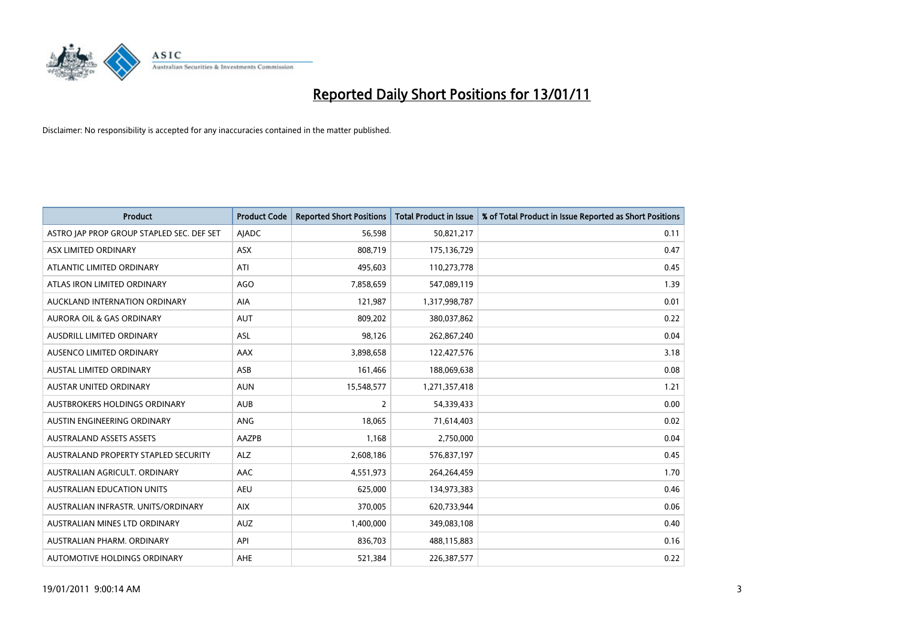# Reported Daily Short Positions for 13/01/11

Disclaimer: No responsibility is accepted for any inaccuracies contained in the matter published.

| Product | Product Code | Reported Short Positions | Total Product in Issue | % of Total Product in Issue Reported as Short Positions |
|---|---|---|---|---|
| ASTRO JAP PROP GROUP STAPLED SEC. DEF SET | AJADC | 56,598 | 50,821,217 | 0.11 |
| ASX LIMITED ORDINARY | ASX | 808,719 | 175,136,729 | 0.47 |
| ATLANTIC LIMITED ORDINARY | ATI | 495,603 | 110,273,778 | 0.45 |
| ATLAS IRON LIMITED ORDINARY | AGO | 7,858,659 | 547,089,119 | 1.39 |
| AUCKLAND INTERNATION ORDINARY | AIA | 121,987 | 1,317,998,787 | 0.01 |
| AURORA OIL & GAS ORDINARY | AUT | 809,202 | 380,037,862 | 0.22 |
| AUSDRILL LIMITED ORDINARY | ASL | 98,126 | 262,867,240 | 0.04 |
| AUSENCO LIMITED ORDINARY | AAX | 3,898,658 | 122,427,576 | 3.18 |
| AUSTAL LIMITED ORDINARY | ASB | 161,466 | 188,069,638 | 0.08 |
| AUSTAR UNITED ORDINARY | AUN | 15,548,577 | 1,271,357,418 | 1.21 |
| AUSTBROKERS HOLDINGS ORDINARY | AUB | 2 | 54,339,433 | 0.00 |
| AUSTIN ENGINEERING ORDINARY | ANG | 18,065 | 71,614,403 | 0.02 |
| AUSTRALAND ASSETS ASSETS | AAZPB | 1,168 | 2,750,000 | 0.04 |
| AUSTRALAND PROPERTY STAPLED SECURITY | ALZ | 2,608,186 | 576,837,197 | 0.45 |
| AUSTRALIAN AGRICULT. ORDINARY | AAC | 4,551,973 | 264,264,459 | 1.70 |
| AUSTRALIAN EDUCATION UNITS | AEU | 625,000 | 134,973,383 | 0.46 |
| AUSTRALIAN INFRASTR. UNITS/ORDINARY | AIX | 370,005 | 620,733,944 | 0.06 |
| AUSTRALIAN MINES LTD ORDINARY | AUZ | 1,400,000 | 349,083,108 | 0.40 |
| AUSTRALIAN PHARM. ORDINARY | API | 836,703 | 488,115,883 | 0.16 |
| AUTOMOTIVE HOLDINGS ORDINARY | AHE | 521,384 | 226,387,577 | 0.22 |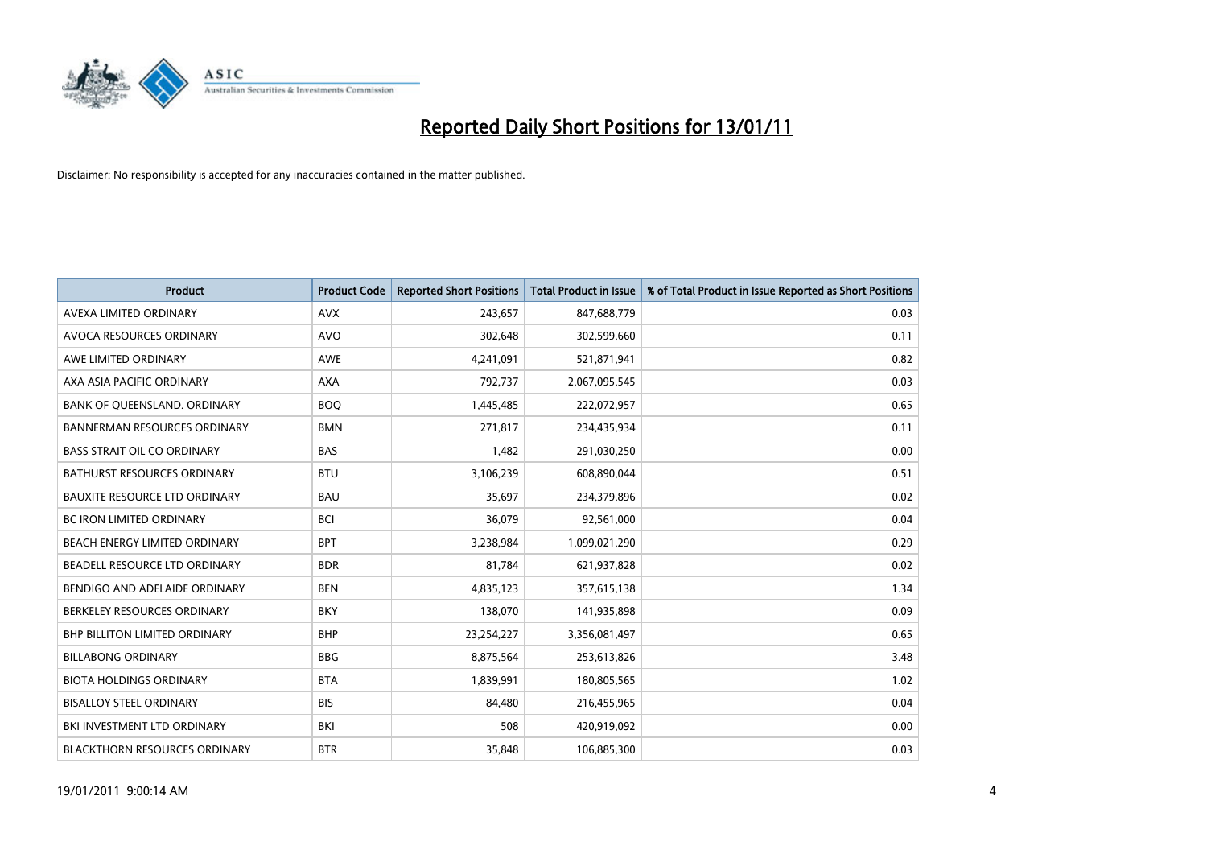# Reported Daily Short Positions for 13/01/11

Disclaimer: No responsibility is accepted for any inaccuracies contained in the matter published.

| Product | Product Code | Reported Short Positions | Total Product in Issue | % of Total Product in Issue Reported as Short Positions |
|---|---|---|---|---|
| AVEXA LIMITED ORDINARY | AVX | 243,657 | 847,688,779 | 0.03 |
| AVOCA RESOURCES ORDINARY | AVO | 302,648 | 302,599,660 | 0.11 |
| AWE LIMITED ORDINARY | AWE | 4,241,091 | 521,871,941 | 0.82 |
| AXA ASIA PACIFIC ORDINARY | AXA | 792,737 | 2,067,095,545 | 0.03 |
| BANK OF QUEENSLAND. ORDINARY | BOQ | 1,445,485 | 222,072,957 | 0.65 |
| BANNERMAN RESOURCES ORDINARY | BMN | 271,817 | 234,435,934 | 0.11 |
| BASS STRAIT OIL CO ORDINARY | BAS | 1,482 | 291,030,250 | 0.00 |
| BATHURST RESOURCES ORDINARY | BTU | 3,106,239 | 608,890,044 | 0.51 |
| BAUXITE RESOURCE LTD ORDINARY | BAU | 35,697 | 234,379,896 | 0.02 |
| BC IRON LIMITED ORDINARY | BCI | 36,079 | 92,561,000 | 0.04 |
| BEACH ENERGY LIMITED ORDINARY | BPT | 3,238,984 | 1,099,021,290 | 0.29 |
| BEADELL RESOURCE LTD ORDINARY | BDR | 81,784 | 621,937,828 | 0.02 |
| BENDIGO AND ADELAIDE ORDINARY | BEN | 4,835,123 | 357,615,138 | 1.34 |
| BERKELEY RESOURCES ORDINARY | BKY | 138,070 | 141,935,898 | 0.09 |
| BHP BILLITON LIMITED ORDINARY | BHP | 23,254,227 | 3,356,081,497 | 0.65 |
| BILLABONG ORDINARY | BBG | 8,875,564 | 253,613,826 | 3.48 |
| BIOTA HOLDINGS ORDINARY | BTA | 1,839,991 | 180,805,565 | 1.02 |
| BISALLOY STEEL ORDINARY | BIS | 84,480 | 216,455,965 | 0.04 |
| BKI INVESTMENT LTD ORDINARY | BKI | 508 | 420,919,092 | 0.00 |
| BLACKTHORN RESOURCES ORDINARY | BTR | 35,848 | 106,885,300 | 0.03 |

19/01/2011 9:00:14 AM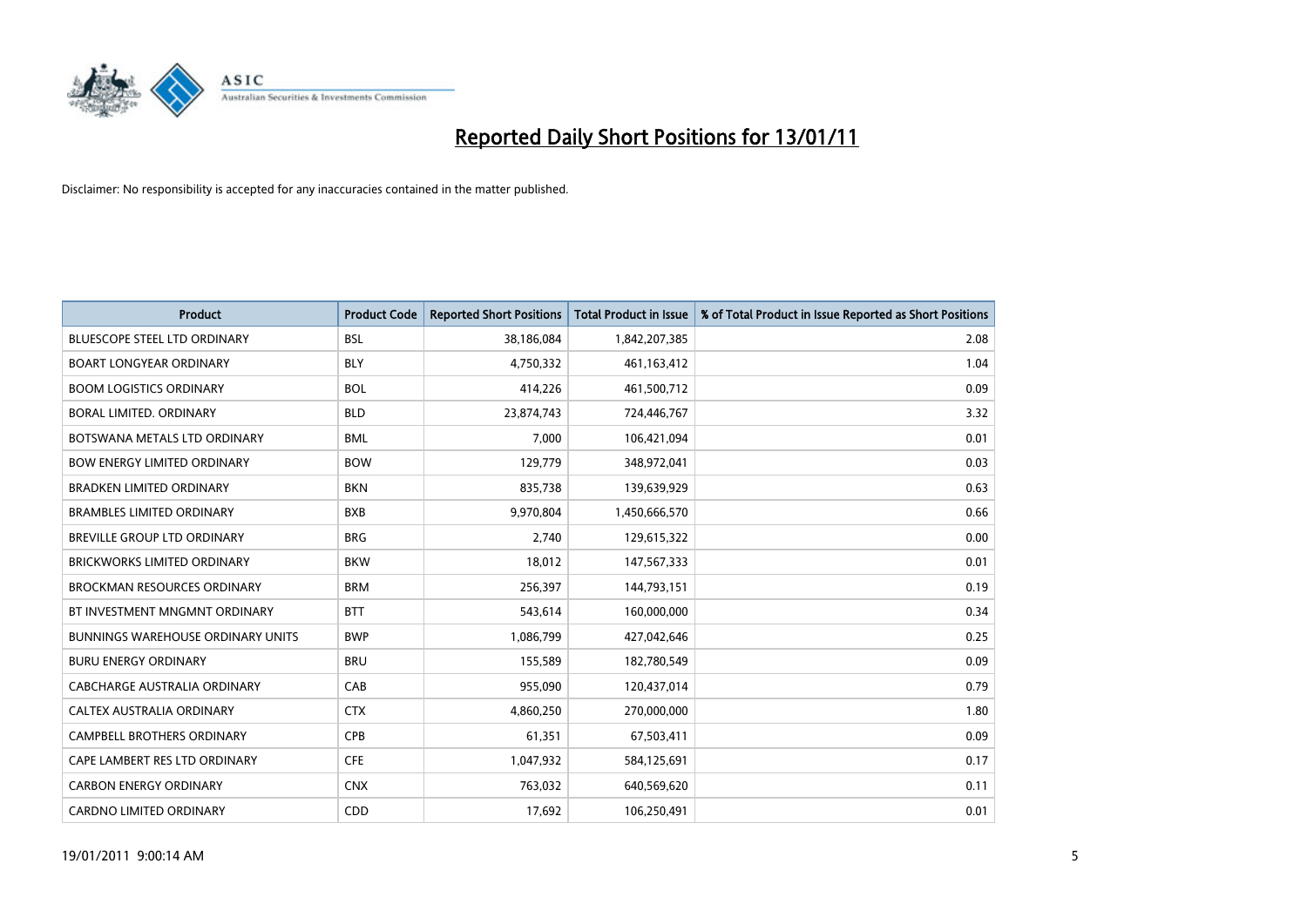# Reported Daily Short Positions for 13/01/11

Disclaimer: No responsibility is accepted for any inaccuracies contained in the matter published.

| Product | Product Code | Reported Short Positions | Total Product in Issue | % of Total Product in Issue Reported as Short Positions |
|---|---|---|---|---|
| BLUESCOPE STEEL LTD ORDINARY | BSL | 38,186,084 | 1,842,207,385 | 2.08 |
| BOART LONGYEAR ORDINARY | BLY | 4,750,332 | 461,163,412 | 1.04 |
| BOOM LOGISTICS ORDINARY | BOL | 414,226 | 461,500,712 | 0.09 |
| BORAL LIMITED. ORDINARY | BLD | 23,874,743 | 724,446,767 | 3.32 |
| BOTSWANA METALS LTD ORDINARY | BML | 7,000 | 106,421,094 | 0.01 |
| BOW ENERGY LIMITED ORDINARY | BOW | 129,779 | 348,972,041 | 0.03 |
| BRADKEN LIMITED ORDINARY | BKN | 835,738 | 139,639,929 | 0.63 |
| BRAMBLES LIMITED ORDINARY | BXB | 9,970,804 | 1,450,666,570 | 0.66 |
| BREVILLE GROUP LTD ORDINARY | BRG | 2,740 | 129,615,322 | 0.00 |
| BRICKWORKS LIMITED ORDINARY | BKW | 18,012 | 147,567,333 | 0.01 |
| BROCKMAN RESOURCES ORDINARY | BRM | 256,397 | 144,793,151 | 0.19 |
| BT INVESTMENT MNGMNT ORDINARY | BTT | 543,614 | 160,000,000 | 0.34 |
| BUNNINGS WAREHOUSE ORDINARY UNITS | BWP | 1,086,799 | 427,042,646 | 0.25 |
| BURU ENERGY ORDINARY | BRU | 155,589 | 182,780,549 | 0.09 |
| CABCHARGE AUSTRALIA ORDINARY | CAB | 955,090 | 120,437,014 | 0.79 |
| CALTEX AUSTRALIA ORDINARY | CTX | 4,860,250 | 270,000,000 | 1.80 |
| CAMPBELL BROTHERS ORDINARY | CPB | 61,351 | 67,503,411 | 0.09 |
| CAPE LAMBERT RES LTD ORDINARY | CFE | 1,047,932 | 584,125,691 | 0.17 |
| CARBON ENERGY ORDINARY | CNX | 763,032 | 640,569,620 | 0.11 |
| CARDNO LIMITED ORDINARY | CDD | 17,692 | 106,250,491 | 0.01 |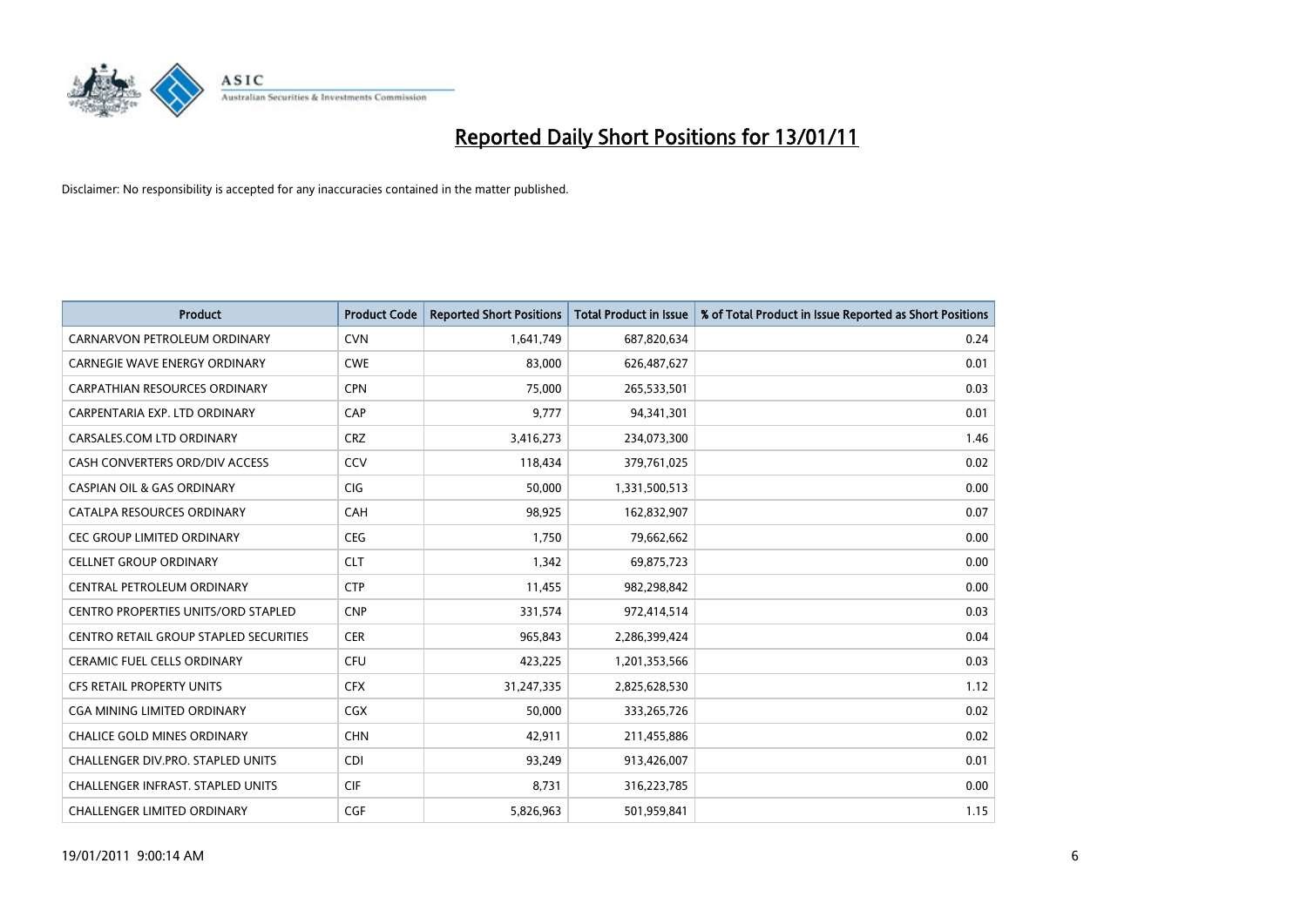# Reported Daily Short Positions for 13/01/11

Disclaimer: No responsibility is accepted for any inaccuracies contained in the matter published.

| Product | Product Code | Reported Short Positions | Total Product in Issue | % of Total Product in Issue Reported as Short Positions |
|---|---|---|---|---|
| CARNARVON PETROLEUM ORDINARY | CVN | 1,641,749 | 687,820,634 | 0.24 |
| CARNEGIE WAVE ENERGY ORDINARY | CWE | 83,000 | 626,487,627 | 0.01 |
| CARPATHIAN RESOURCES ORDINARY | CPN | 75,000 | 265,533,501 | 0.03 |
| CARPENTARIA EXP. LTD ORDINARY | CAP | 9,777 | 94,341,301 | 0.01 |
| CARSALES.COM LTD ORDINARY | CRZ | 3,416,273 | 234,073,300 | 1.46 |
| CASH CONVERTERS ORD/DIV ACCESS | CCV | 118,434 | 379,761,025 | 0.02 |
| CASPIAN OIL & GAS ORDINARY | CIG | 50,000 | 1,331,500,513 | 0.00 |
| CATALPA RESOURCES ORDINARY | CAH | 98,925 | 162,832,907 | 0.07 |
| CEC GROUP LIMITED ORDINARY | CEG | 1,750 | 79,662,662 | 0.00 |
| CELLNET GROUP ORDINARY | CLT | 1,342 | 69,875,723 | 0.00 |
| CENTRAL PETROLEUM ORDINARY | CTP | 11,455 | 982,298,842 | 0.00 |
| CENTRO PROPERTIES UNITS/ORD STAPLED | CNP | 331,574 | 972,414,514 | 0.03 |
| CENTRO RETAIL GROUP STAPLED SECURITIES | CER | 965,843 | 2,286,399,424 | 0.04 |
| CERAMIC FUEL CELLS ORDINARY | CFU | 423,225 | 1,201,353,566 | 0.03 |
| CFS RETAIL PROPERTY UNITS | CFX | 31,247,335 | 2,825,628,530 | 1.12 |
| CGA MINING LIMITED ORDINARY | CGX | 50,000 | 333,265,726 | 0.02 |
| CHALICE GOLD MINES ORDINARY | CHN | 42,911 | 211,455,886 | 0.02 |
| CHALLENGER DIV.PRO. STAPLED UNITS | CDI | 93,249 | 913,426,007 | 0.01 |
| CHALLENGER INFRAST. STAPLED UNITS | CIF | 8,731 | 316,223,785 | 0.00 |
| CHALLENGER LIMITED ORDINARY | CGF | 5,826,963 | 501,959,841 | 1.15 |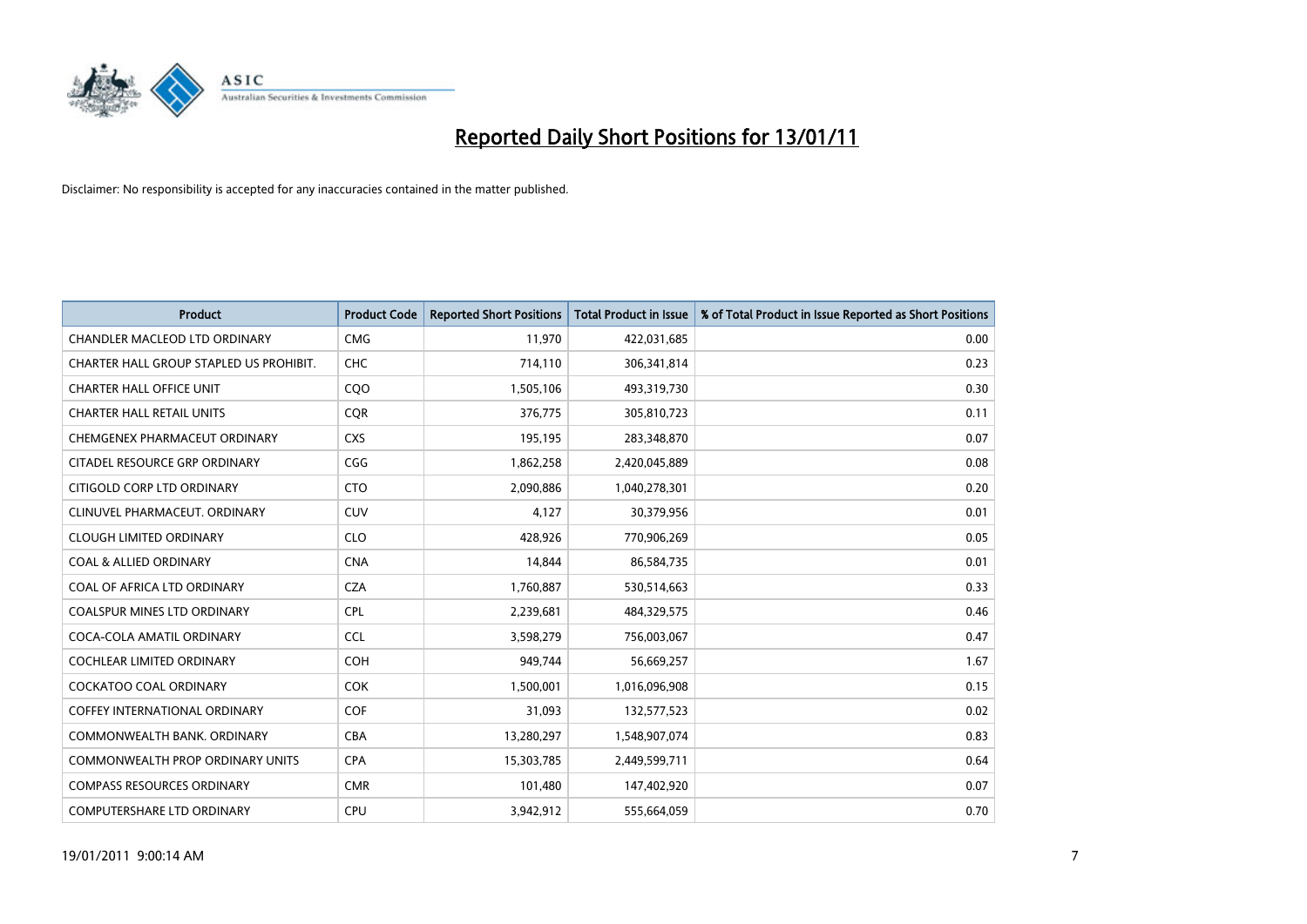# Reported Daily Short Positions for 13/01/11

Disclaimer: No responsibility is accepted for any inaccuracies contained in the matter published.

| Product | Product Code | Reported Short Positions | Total Product in Issue | % of Total Product in Issue Reported as Short Positions |
|---|---|---|---|---|
| CHANDLER MACLEOD LTD ORDINARY | CMG | 11,970 | 422,031,685 | 0.00 |
| CHARTER HALL GROUP STAPLED US PROHIBIT. | CHC | 714,110 | 306,341,814 | 0.23 |
| CHARTER HALL OFFICE UNIT | CQO | 1,505,106 | 493,319,730 | 0.30 |
| CHARTER HALL RETAIL UNITS | CQR | 376,775 | 305,810,723 | 0.11 |
| CHEMGENEX PHARMACEUT ORDINARY | CXS | 195,195 | 283,348,870 | 0.07 |
| CITADEL RESOURCE GRP ORDINARY | CGG | 1,862,258 | 2,420,045,889 | 0.08 |
| CITIGOLD CORP LTD ORDINARY | CTO | 2,090,886 | 1,040,278,301 | 0.20 |
| CLINUVEL PHARMACEUT. ORDINARY | CUV | 4,127 | 30,379,956 | 0.01 |
| CLOUGH LIMITED ORDINARY | CLO | 428,926 | 770,906,269 | 0.05 |
| COAL & ALLIED ORDINARY | CNA | 14,844 | 86,584,735 | 0.01 |
| COAL OF AFRICA LTD ORDINARY | CZA | 1,760,887 | 530,514,663 | 0.33 |
| COALSPUR MINES LTD ORDINARY | CPL | 2,239,681 | 484,329,575 | 0.46 |
| COCA-COLA AMATIL ORDINARY | CCL | 3,598,279 | 756,003,067 | 0.47 |
| COCHLEAR LIMITED ORDINARY | COH | 949,744 | 56,669,257 | 1.67 |
| COCKATOO COAL ORDINARY | COK | 1,500,001 | 1,016,096,908 | 0.15 |
| COFFEY INTERNATIONAL ORDINARY | COF | 31,093 | 132,577,523 | 0.02 |
| COMMONWEALTH BANK. ORDINARY | CBA | 13,280,297 | 1,548,907,074 | 0.83 |
| COMMONWEALTH PROP ORDINARY UNITS | CPA | 15,303,785 | 2,449,599,711 | 0.64 |
| COMPASS RESOURCES ORDINARY | CMR | 101,480 | 147,402,920 | 0.07 |
| COMPUTERSHARE LTD ORDINARY | CPU | 3,942,912 | 555,664,059 | 0.70 |

19/01/2011 9:00:14 AM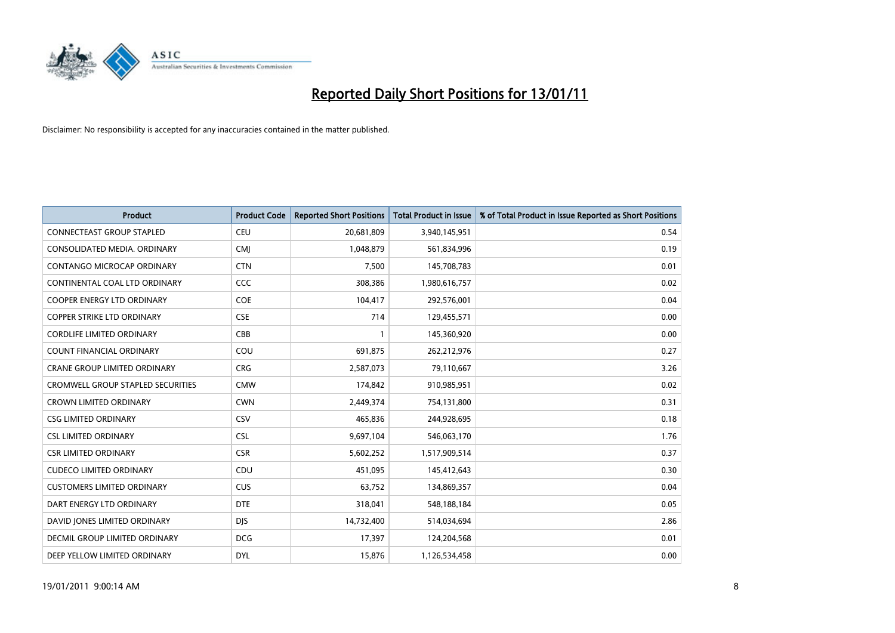# Reported Daily Short Positions for 13/01/11

Disclaimer: No responsibility is accepted for any inaccuracies contained in the matter published.

| Product | Product Code | Reported Short Positions | Total Product in Issue | % of Total Product in Issue Reported as Short Positions |
|---|---|---|---|---|
| CONNECTEAST GROUP STAPLED | CEU | 20,681,809 | 3,940,145,951 | 0.54 |
| CONSOLIDATED MEDIA. ORDINARY | CMJ | 1,048,879 | 561,834,996 | 0.19 |
| CONTANGO MICROCAP ORDINARY | CTN | 7,500 | 145,708,783 | 0.01 |
| CONTINENTAL COAL LTD ORDINARY | CCC | 308,386 | 1,980,616,757 | 0.02 |
| COOPER ENERGY LTD ORDINARY | COE | 104,417 | 292,576,001 | 0.04 |
| COPPER STRIKE LTD ORDINARY | CSE | 714 | 129,455,571 | 0.00 |
| CORDLIFE LIMITED ORDINARY | CBB | 1 | 145,360,920 | 0.00 |
| COUNT FINANCIAL ORDINARY | COU | 691,875 | 262,212,976 | 0.27 |
| CRANE GROUP LIMITED ORDINARY | CRG | 2,587,073 | 79,110,667 | 3.26 |
| CROMWELL GROUP STAPLED SECURITIES | CMW | 174,842 | 910,985,951 | 0.02 |
| CROWN LIMITED ORDINARY | CWN | 2,449,374 | 754,131,800 | 0.31 |
| CSG LIMITED ORDINARY | CSV | 465,836 | 244,928,695 | 0.18 |
| CSL LIMITED ORDINARY | CSL | 9,697,104 | 546,063,170 | 1.76 |
| CSR LIMITED ORDINARY | CSR | 5,602,252 | 1,517,909,514 | 0.37 |
| CUDECO LIMITED ORDINARY | CDU | 451,095 | 145,412,643 | 0.30 |
| CUSTOMERS LIMITED ORDINARY | CUS | 63,752 | 134,869,357 | 0.04 |
| DART ENERGY LTD ORDINARY | DTE | 318,041 | 548,188,184 | 0.05 |
| DAVID JONES LIMITED ORDINARY | DJS | 14,732,400 | 514,034,694 | 2.86 |
| DECMIL GROUP LIMITED ORDINARY | DCG | 17,397 | 124,204,568 | 0.01 |
| DEEP YELLOW LIMITED ORDINARY | DYL | 15,876 | 1,126,534,458 | 0.00 |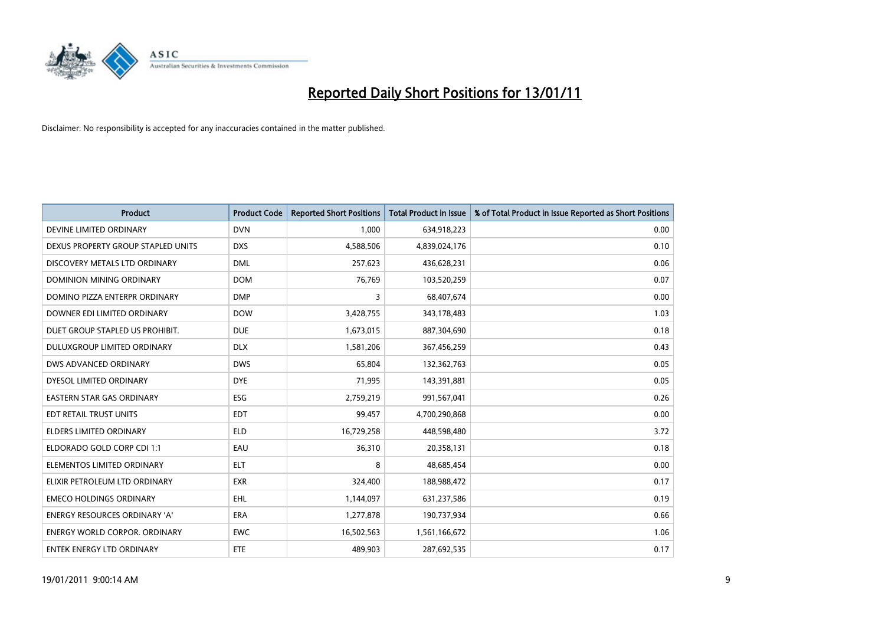# Reported Daily Short Positions for 13/01/11

Disclaimer: No responsibility is accepted for any inaccuracies contained in the matter published.

| Product | Product Code | Reported Short Positions | Total Product in Issue | % of Total Product in Issue Reported as Short Positions |
|---|---|---|---|---|
| DEVINE LIMITED ORDINARY | DVN | 1,000 | 634,918,223 | 0.00 |
| DEXUS PROPERTY GROUP STAPLED UNITS | DXS | 4,588,506 | 4,839,024,176 | 0.10 |
| DISCOVERY METALS LTD ORDINARY | DML | 257,623 | 436,628,231 | 0.06 |
| DOMINION MINING ORDINARY | DOM | 76,769 | 103,520,259 | 0.07 |
| DOMINO PIZZA ENTERPR ORDINARY | DMP | 3 | 68,407,674 | 0.00 |
| DOWNER EDI LIMITED ORDINARY | DOW | 3,428,755 | 343,178,483 | 1.03 |
| DUET GROUP STAPLED US PROHIBIT. | DUE | 1,673,015 | 887,304,690 | 0.18 |
| DULUXGROUP LIMITED ORDINARY | DLX | 1,581,206 | 367,456,259 | 0.43 |
| DWS ADVANCED ORDINARY | DWS | 65,804 | 132,362,763 | 0.05 |
| DYESOL LIMITED ORDINARY | DYE | 71,995 | 143,391,881 | 0.05 |
| EASTERN STAR GAS ORDINARY | ESG | 2,759,219 | 991,567,041 | 0.26 |
| EDT RETAIL TRUST UNITS | EDT | 99,457 | 4,700,290,868 | 0.00 |
| ELDERS LIMITED ORDINARY | ELD | 16,729,258 | 448,598,480 | 3.72 |
| ELDORADO GOLD CORP CDI 1:1 | EAU | 36,310 | 20,358,131 | 0.18 |
| ELEMENTOS LIMITED ORDINARY | ELT | 8 | 48,685,454 | 0.00 |
| ELIXIR PETROLEUM LTD ORDINARY | EXR | 324,400 | 188,988,472 | 0.17 |
| EMECO HOLDINGS ORDINARY | EHL | 1,144,097 | 631,237,586 | 0.19 |
| ENERGY RESOURCES ORDINARY 'A' | ERA | 1,277,878 | 190,737,934 | 0.66 |
| ENERGY WORLD CORPOR. ORDINARY | EWC | 16,502,563 | 1,561,166,672 | 1.06 |
| ENTEK ENERGY LTD ORDINARY | ETE | 489,903 | 287,692,535 | 0.17 |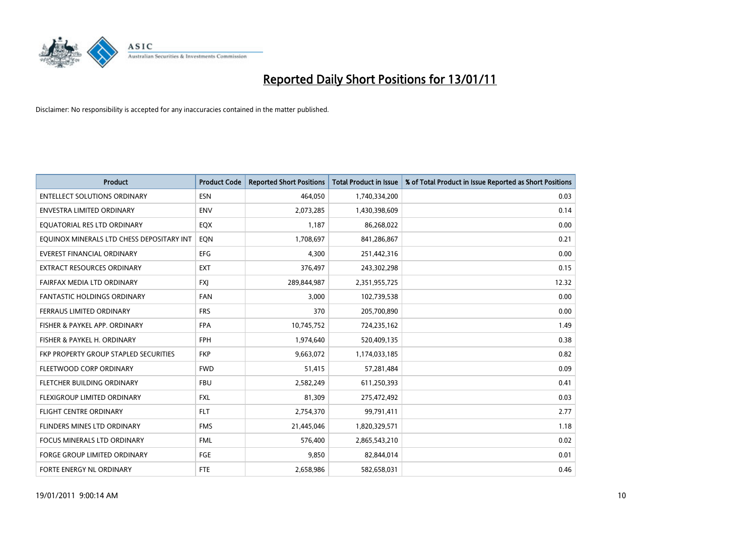# Reported Daily Short Positions for 13/01/11

Disclaimer: No responsibility is accepted for any inaccuracies contained in the matter published.

| Product | Product Code | Reported Short Positions | Total Product in Issue | % of Total Product in Issue Reported as Short Positions |
|---|---|---|---|---|
| ENTELLECT SOLUTIONS ORDINARY | ESN | 464,050 | 1,740,334,200 | 0.03 |
| ENVESTRA LIMITED ORDINARY | ENV | 2,073,285 | 1,430,398,609 | 0.14 |
| EQUATORIAL RES LTD ORDINARY | EQX | 1,187 | 86,268,022 | 0.00 |
| EQUINOX MINERALS LTD CHESS DEPOSITARY INT | EQN | 1,708,697 | 841,286,867 | 0.21 |
| EVEREST FINANCIAL ORDINARY | EFG | 4,300 | 251,442,316 | 0.00 |
| EXTRACT RESOURCES ORDINARY | EXT | 376,497 | 243,302,298 | 0.15 |
| FAIRFAX MEDIA LTD ORDINARY | FXJ | 289,844,987 | 2,351,955,725 | 12.32 |
| FANTASTIC HOLDINGS ORDINARY | FAN | 3,000 | 102,739,538 | 0.00 |
| FERRAUS LIMITED ORDINARY | FRS | 370 | 205,700,890 | 0.00 |
| FISHER & PAYKEL APP. ORDINARY | FPA | 10,745,752 | 724,235,162 | 1.49 |
| FISHER & PAYKEL H. ORDINARY | FPH | 1,974,640 | 520,409,135 | 0.38 |
| FKP PROPERTY GROUP STAPLED SECURITIES | FKP | 9,663,072 | 1,174,033,185 | 0.82 |
| FLEETWOOD CORP ORDINARY | FWD | 51,415 | 57,281,484 | 0.09 |
| FLETCHER BUILDING ORDINARY | FBU | 2,582,249 | 611,250,393 | 0.41 |
| FLEXIGROUP LIMITED ORDINARY | FXL | 81,309 | 275,472,492 | 0.03 |
| FLIGHT CENTRE ORDINARY | FLT | 2,754,370 | 99,791,411 | 2.77 |
| FLINDERS MINES LTD ORDINARY | FMS | 21,445,046 | 1,820,329,571 | 1.18 |
| FOCUS MINERALS LTD ORDINARY | FML | 576,400 | 2,865,543,210 | 0.02 |
| FORGE GROUP LIMITED ORDINARY | FGE | 9,850 | 82,844,014 | 0.01 |
| FORTE ENERGY NL ORDINARY | FTE | 2,658,986 | 582,658,031 | 0.46 |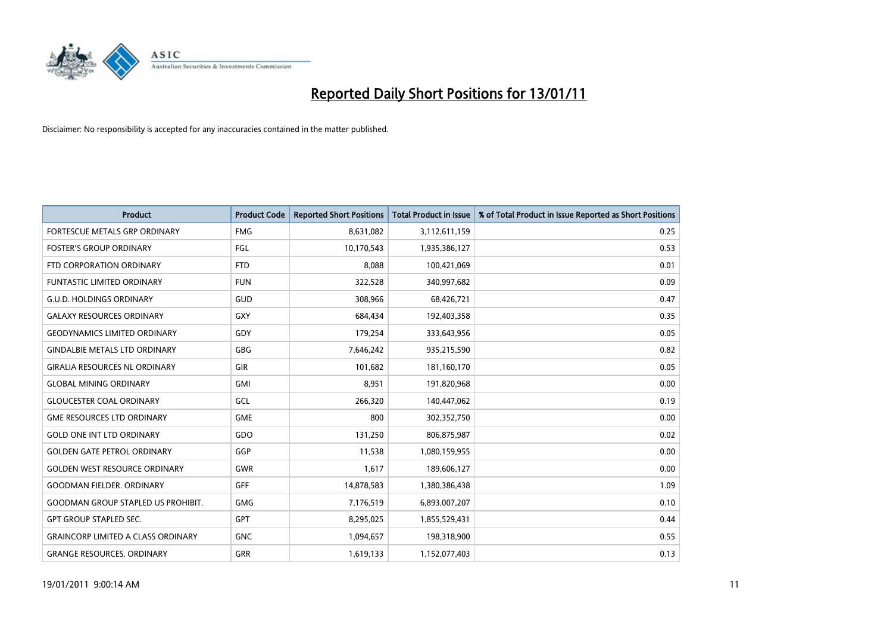# Reported Daily Short Positions for 13/01/11

Disclaimer: No responsibility is accepted for any inaccuracies contained in the matter published.

| Product | Product Code | Reported Short Positions | Total Product in Issue | % of Total Product in Issue Reported as Short Positions |
|---|---|---|---|---|
| FORTESCUE METALS GRP ORDINARY | FMG | 8,631,082 | 3,112,611,159 | 0.25 |
| FOSTER'S GROUP ORDINARY | FGL | 10,170,543 | 1,935,386,127 | 0.53 |
| FTD CORPORATION ORDINARY | FTD | 8,088 | 100,421,069 | 0.01 |
| FUNTASTIC LIMITED ORDINARY | FUN | 322,528 | 340,997,682 | 0.09 |
| G.U.D. HOLDINGS ORDINARY | GUD | 308,966 | 68,426,721 | 0.47 |
| GALAXY RESOURCES ORDINARY | GXY | 684,434 | 192,403,358 | 0.35 |
| GEODYNAMICS LIMITED ORDINARY | GDY | 179,254 | 333,643,956 | 0.05 |
| GINDALBIE METALS LTD ORDINARY | GBG | 7,646,242 | 935,215,590 | 0.82 |
| GIRALIA RESOURCES NL ORDINARY | GIR | 101,682 | 181,160,170 | 0.05 |
| GLOBAL MINING ORDINARY | GMI | 8,951 | 191,820,968 | 0.00 |
| GLOUCESTER COAL ORDINARY | GCL | 266,320 | 140,447,062 | 0.19 |
| GME RESOURCES LTD ORDINARY | GME | 800 | 302,352,750 | 0.00 |
| GOLD ONE INT LTD ORDINARY | GDO | 131,250 | 806,875,987 | 0.02 |
| GOLDEN GATE PETROL ORDINARY | GGP | 11,538 | 1,080,159,955 | 0.00 |
| GOLDEN WEST RESOURCE ORDINARY | GWR | 1,617 | 189,606,127 | 0.00 |
| GOODMAN FIELDER. ORDINARY | GFF | 14,878,583 | 1,380,386,438 | 1.09 |
| GOODMAN GROUP STAPLED US PROHIBIT. | GMG | 7,176,519 | 6,893,007,207 | 0.10 |
| GPT GROUP STAPLED SEC. | GPT | 8,295,025 | 1,855,529,431 | 0.44 |
| GRAINCORP LIMITED A CLASS ORDINARY | GNC | 1,094,657 | 198,318,900 | 0.55 |
| GRANGE RESOURCES. ORDINARY | GRR | 1,619,133 | 1,152,077,403 | 0.13 |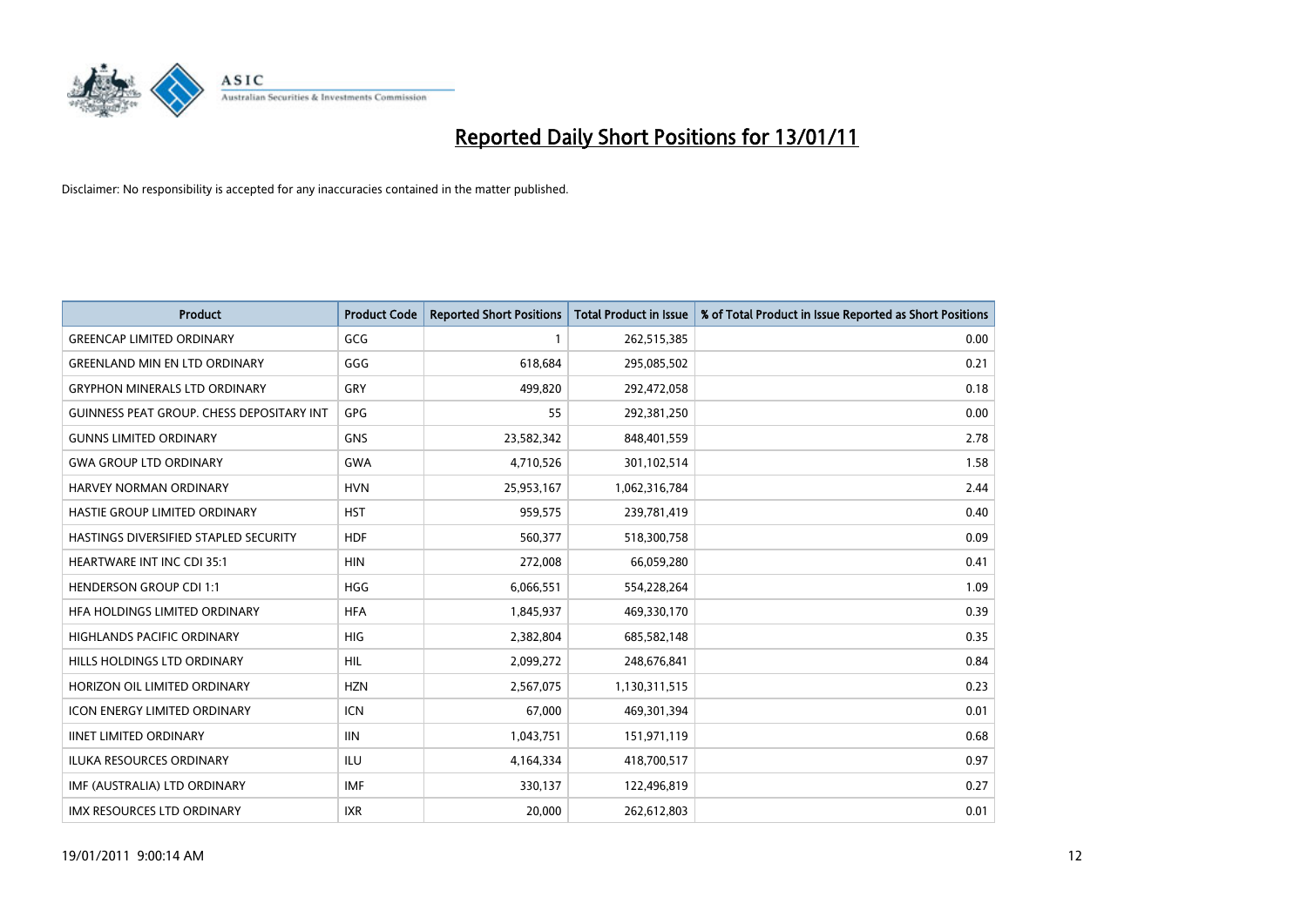# Reported Daily Short Positions for 13/01/11

Disclaimer: No responsibility is accepted for any inaccuracies contained in the matter published.

| Product | Product Code | Reported Short Positions | Total Product in Issue | % of Total Product in Issue Reported as Short Positions |
| --- | --- | --- | --- | --- |
| GREENCAP LIMITED ORDINARY | GCG | 1 | 262,515,385 | 0.00 |
| GREENLAND MIN EN LTD ORDINARY | GGG | 618,684 | 295,085,502 | 0.21 |
| GRYPHON MINERALS LTD ORDINARY | GRY | 499,820 | 292,472,058 | 0.18 |
| GUINNESS PEAT GROUP. CHESS DEPOSITARY INT | GPG | 55 | 292,381,250 | 0.00 |
| GUNNS LIMITED ORDINARY | GNS | 23,582,342 | 848,401,559 | 2.78 |
| GWA GROUP LTD ORDINARY | GWA | 4,710,526 | 301,102,514 | 1.58 |
| HARVEY NORMAN ORDINARY | HVN | 25,953,167 | 1,062,316,784 | 2.44 |
| HASTIE GROUP LIMITED ORDINARY | HST | 959,575 | 239,781,419 | 0.40 |
| HASTINGS DIVERSIFIED STAPLED SECURITY | HDF | 560,377 | 518,300,758 | 0.09 |
| HEARTWARE INT INC CDI 35:1 | HIN | 272,008 | 66,059,280 | 0.41 |
| HENDERSON GROUP CDI 1:1 | HGG | 6,066,551 | 554,228,264 | 1.09 |
| HFA HOLDINGS LIMITED ORDINARY | HFA | 1,845,937 | 469,330,170 | 0.39 |
| HIGHLANDS PACIFIC ORDINARY | HIG | 2,382,804 | 685,582,148 | 0.35 |
| HILLS HOLDINGS LTD ORDINARY | HIL | 2,099,272 | 248,676,841 | 0.84 |
| HORIZON OIL LIMITED ORDINARY | HZN | 2,567,075 | 1,130,311,515 | 0.23 |
| ICON ENERGY LIMITED ORDINARY | ICN | 67,000 | 469,301,394 | 0.01 |
| IINET LIMITED ORDINARY | IIN | 1,043,751 | 151,971,119 | 0.68 |
| ILUKA RESOURCES ORDINARY | ILU | 4,164,334 | 418,700,517 | 0.97 |
| IMF (AUSTRALIA) LTD ORDINARY | IMF | 330,137 | 122,496,819 | 0.27 |
| IMX RESOURCES LTD ORDINARY | IXR | 20,000 | 262,612,803 | 0.01 |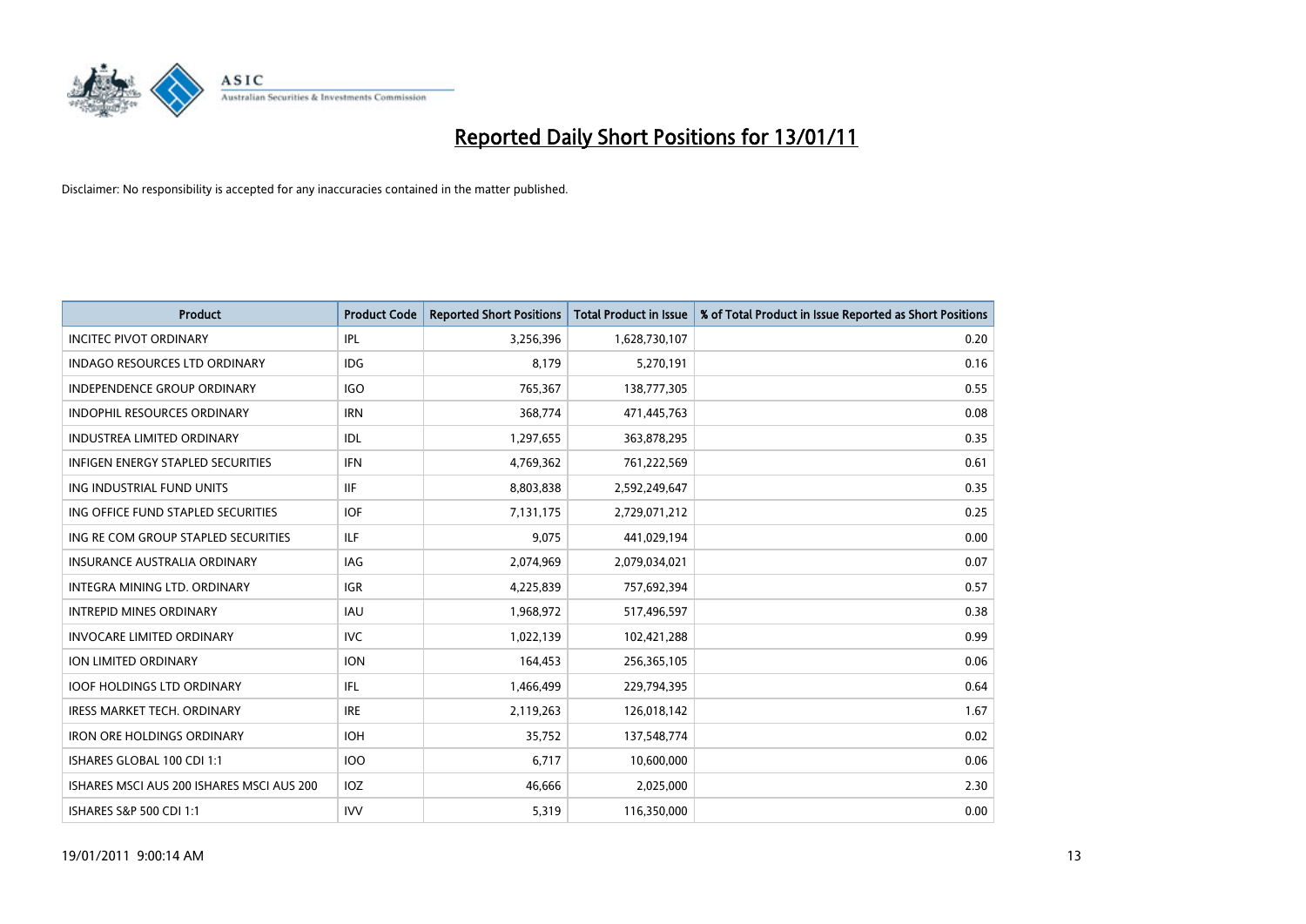# Reported Daily Short Positions for 13/01/11

Disclaimer: No responsibility is accepted for any inaccuracies contained in the matter published.

| Product | Product Code | Reported Short Positions | Total Product in Issue | % of Total Product in Issue Reported as Short Positions |
|---|---|---|---|---|
| INCITEC PIVOT ORDINARY | IPL | 3,256,396 | 1,628,730,107 | 0.20 |
| INDAGO RESOURCES LTD ORDINARY | IDG | 8,179 | 5,270,191 | 0.16 |
| INDEPENDENCE GROUP ORDINARY | IGO | 765,367 | 138,777,305 | 0.55 |
| INDOPHIL RESOURCES ORDINARY | IRN | 368,774 | 471,445,763 | 0.08 |
| INDUSTREA LIMITED ORDINARY | IDL | 1,297,655 | 363,878,295 | 0.35 |
| INFIGEN ENERGY STAPLED SECURITIES | IFN | 4,769,362 | 761,222,569 | 0.61 |
| ING INDUSTRIAL FUND UNITS | IIF | 8,803,838 | 2,592,249,647 | 0.35 |
| ING OFFICE FUND STAPLED SECURITIES | IOF | 7,131,175 | 2,729,071,212 | 0.25 |
| ING RE COM GROUP STAPLED SECURITIES | ILF | 9,075 | 441,029,194 | 0.00 |
| INSURANCE AUSTRALIA ORDINARY | IAG | 2,074,969 | 2,079,034,021 | 0.07 |
| INTEGRA MINING LTD. ORDINARY | IGR | 4,225,839 | 757,692,394 | 0.57 |
| INTREPID MINES ORDINARY | IAU | 1,968,972 | 517,496,597 | 0.38 |
| INVOCARE LIMITED ORDINARY | IVC | 1,022,139 | 102,421,288 | 0.99 |
| ION LIMITED ORDINARY | ION | 164,453 | 256,365,105 | 0.06 |
| IOOF HOLDINGS LTD ORDINARY | IFL | 1,466,499 | 229,794,395 | 0.64 |
| IRESS MARKET TECH. ORDINARY | IRE | 2,119,263 | 126,018,142 | 1.67 |
| IRON ORE HOLDINGS ORDINARY | IOH | 35,752 | 137,548,774 | 0.02 |
| ISHARES GLOBAL 100 CDI 1:1 | IOO | 6,717 | 10,600,000 | 0.06 |
| ISHARES MSCI AUS 200 ISHARES MSCI AUS 200 | IOZ | 46,666 | 2,025,000 | 2.30 |
| ISHARES S&P 500 CDI 1:1 | IVV | 5,319 | 116,350,000 | 0.00 |

19/01/2011 9:00:14 AM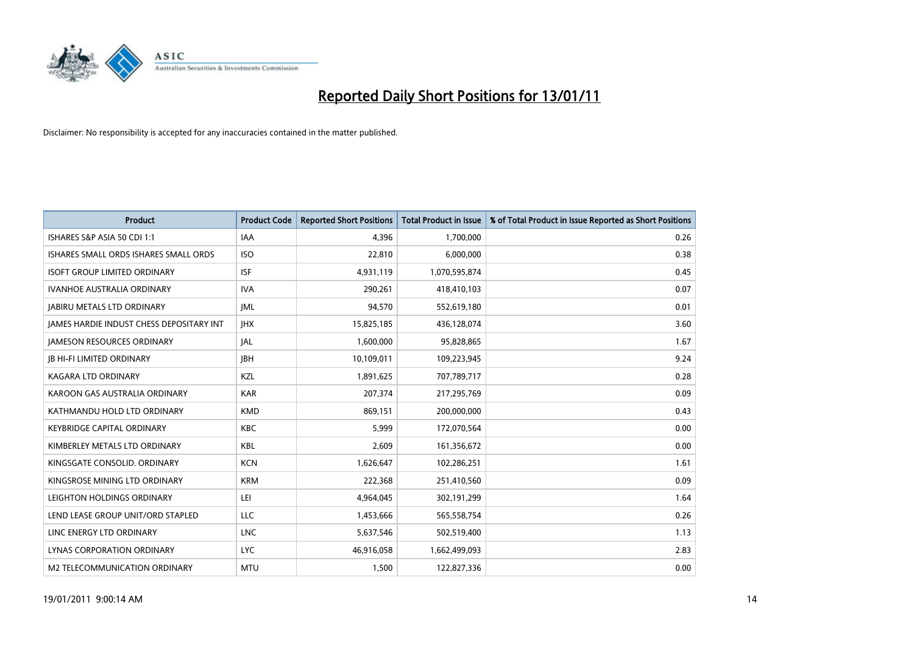# Reported Daily Short Positions for 13/01/11

Disclaimer: No responsibility is accepted for any inaccuracies contained in the matter published.

| Product | Product Code | Reported Short Positions | Total Product in Issue | % of Total Product in Issue Reported as Short Positions |
|---|---|---|---|---|
| ISHARES S&P ASIA 50 CDI 1:1 | IAA | 4,396 | 1,700,000 | 0.26 |
| ISHARES SMALL ORDS ISHARES SMALL ORDS | ISO | 22,810 | 6,000,000 | 0.38 |
| ISOFT GROUP LIMITED ORDINARY | ISF | 4,931,119 | 1,070,595,874 | 0.45 |
| IVANHOE AUSTRALIA ORDINARY | IVA | 290,261 | 418,410,103 | 0.07 |
| JABIRU METALS LTD ORDINARY | JML | 94,570 | 552,619,180 | 0.01 |
| JAMES HARDIE INDUST CHESS DEPOSITARY INT | JHX | 15,825,185 | 436,128,074 | 3.60 |
| JAMESON RESOURCES ORDINARY | JAL | 1,600,000 | 95,828,865 | 1.67 |
| JB HI-FI LIMITED ORDINARY | JBH | 10,109,011 | 109,223,945 | 9.24 |
| KAGARA LTD ORDINARY | KZL | 1,891,625 | 707,789,717 | 0.28 |
| KAROON GAS AUSTRALIA ORDINARY | KAR | 207,374 | 217,295,769 | 0.09 |
| KATHMANDU HOLD LTD ORDINARY | KMD | 869,151 | 200,000,000 | 0.43 |
| KEYBRIDGE CAPITAL ORDINARY | KBC | 5,999 | 172,070,564 | 0.00 |
| KIMBERLEY METALS LTD ORDINARY | KBL | 2,609 | 161,356,672 | 0.00 |
| KINGSGATE CONSOLID. ORDINARY | KCN | 1,626,647 | 102,286,251 | 1.61 |
| KINGSROSE MINING LTD ORDINARY | KRM | 222,368 | 251,410,560 | 0.09 |
| LEIGHTON HOLDINGS ORDINARY | LEI | 4,964,045 | 302,191,299 | 1.64 |
| LEND LEASE GROUP UNIT/ORD STAPLED | LLC | 1,453,666 | 565,558,754 | 0.26 |
| LINC ENERGY LTD ORDINARY | LNC | 5,637,546 | 502,519,400 | 1.13 |
| LYNAS CORPORATION ORDINARY | LYC | 46,916,058 | 1,662,499,093 | 2.83 |
| M2 TELECOMMUNICATION ORDINARY | MTU | 1,500 | 122,827,336 | 0.00 |

19/01/2011 9:00:14 AM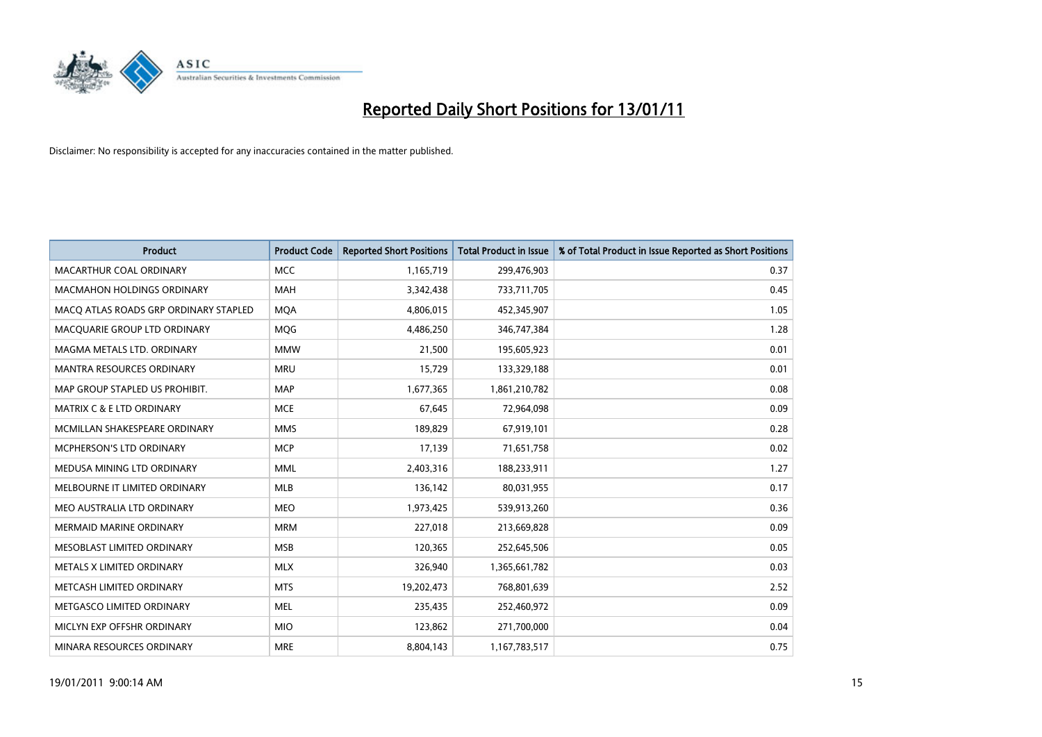# Reported Daily Short Positions for 13/01/11

Disclaimer: No responsibility is accepted for any inaccuracies contained in the matter published.

| Product | Product Code | Reported Short Positions | Total Product in Issue | % of Total Product in Issue Reported as Short Positions |
|---|---|---|---|---|
| MACARTHUR COAL ORDINARY | MCC | 1,165,719 | 299,476,903 | 0.37 |
| MACMAHON HOLDINGS ORDINARY | MAH | 3,342,438 | 733,711,705 | 0.45 |
| MACQ ATLAS ROADS GRP ORDINARY STAPLED | MQA | 4,806,015 | 452,345,907 | 1.05 |
| MACQUARIE GROUP LTD ORDINARY | MQG | 4,486,250 | 346,747,384 | 1.28 |
| MAGMA METALS LTD. ORDINARY | MMW | 21,500 | 195,605,923 | 0.01 |
| MANTRA RESOURCES ORDINARY | MRU | 15,729 | 133,329,188 | 0.01 |
| MAP GROUP STAPLED US PROHIBIT. | MAP | 1,677,365 | 1,861,210,782 | 0.08 |
| MATRIX C & E LTD ORDINARY | MCE | 67,645 | 72,964,098 | 0.09 |
| MCMILLAN SHAKESPEARE ORDINARY | MMS | 189,829 | 67,919,101 | 0.28 |
| MCPHERSON'S LTD ORDINARY | MCP | 17,139 | 71,651,758 | 0.02 |
| MEDUSA MINING LTD ORDINARY | MML | 2,403,316 | 188,233,911 | 1.27 |
| MELBOURNE IT LIMITED ORDINARY | MLB | 136,142 | 80,031,955 | 0.17 |
| MEO AUSTRALIA LTD ORDINARY | MEO | 1,973,425 | 539,913,260 | 0.36 |
| MERMAID MARINE ORDINARY | MRM | 227,018 | 213,669,828 | 0.09 |
| MESOBLAST LIMITED ORDINARY | MSB | 120,365 | 252,645,506 | 0.05 |
| METALS X LIMITED ORDINARY | MLX | 326,940 | 1,365,661,782 | 0.03 |
| METCASH LIMITED ORDINARY | MTS | 19,202,473 | 768,801,639 | 2.52 |
| METGASCO LIMITED ORDINARY | MEL | 235,435 | 252,460,972 | 0.09 |
| MICLYN EXP OFFSHR ORDINARY | MIO | 123,862 | 271,700,000 | 0.04 |
| MINARA RESOURCES ORDINARY | MRE | 8,804,143 | 1,167,783,517 | 0.75 |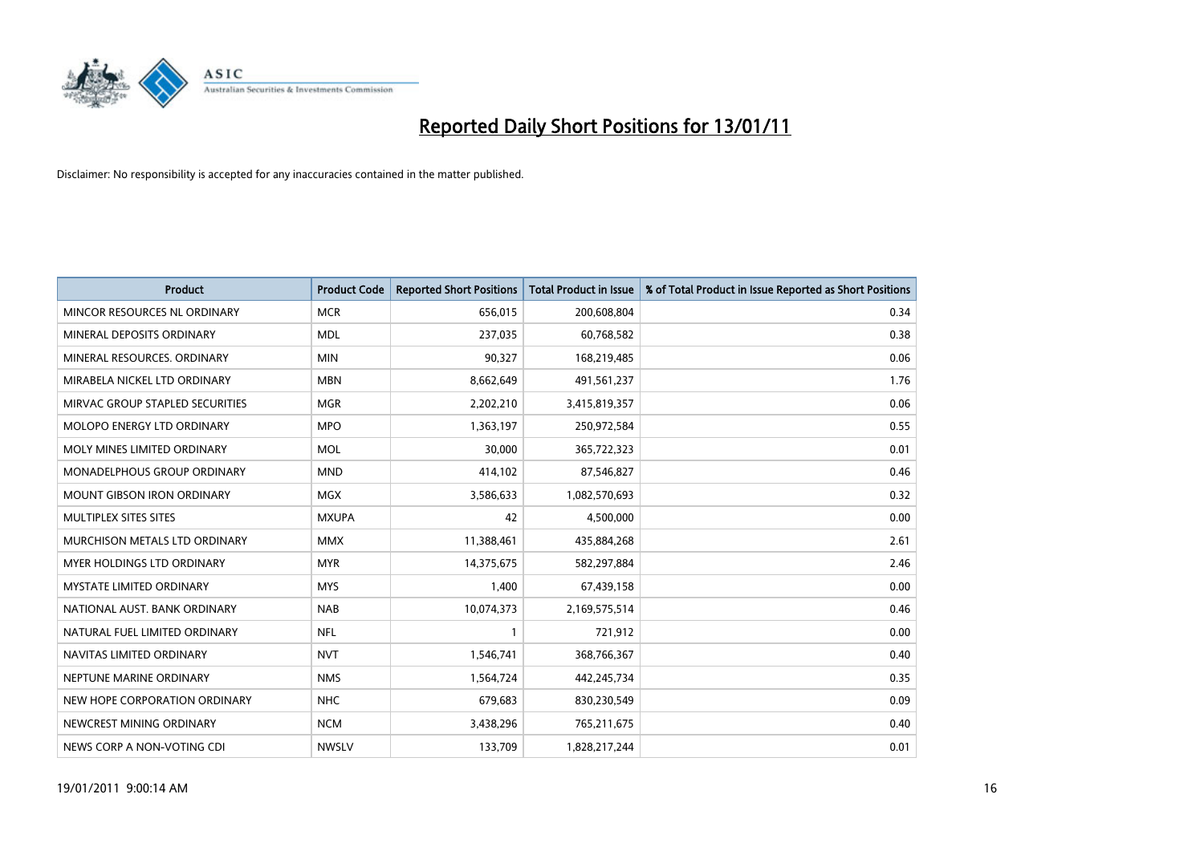# Reported Daily Short Positions for 13/01/11

Disclaimer: No responsibility is accepted for any inaccuracies contained in the matter published.

| Product | Product Code | Reported Short Positions | Total Product in Issue | % of Total Product in Issue Reported as Short Positions |
|---|---|---|---|---|
| MINCOR RESOURCES NL ORDINARY | MCR | 656,015 | 200,608,804 | 0.34 |
| MINERAL DEPOSITS ORDINARY | MDL | 237,035 | 60,768,582 | 0.38 |
| MINERAL RESOURCES. ORDINARY | MIN | 90,327 | 168,219,485 | 0.06 |
| MIRABELA NICKEL LTD ORDINARY | MBN | 8,662,649 | 491,561,237 | 1.76 |
| MIRVAC GROUP STAPLED SECURITIES | MGR | 2,202,210 | 3,415,819,357 | 0.06 |
| MOLOPO ENERGY LTD ORDINARY | MPO | 1,363,197 | 250,972,584 | 0.55 |
| MOLY MINES LIMITED ORDINARY | MOL | 30,000 | 365,722,323 | 0.01 |
| MONADELPHOUS GROUP ORDINARY | MND | 414,102 | 87,546,827 | 0.46 |
| MOUNT GIBSON IRON ORDINARY | MGX | 3,586,633 | 1,082,570,693 | 0.32 |
| MULTIPLEX SITES SITES | MXUPA | 42 | 4,500,000 | 0.00 |
| MURCHISON METALS LTD ORDINARY | MMX | 11,388,461 | 435,884,268 | 2.61 |
| MYER HOLDINGS LTD ORDINARY | MYR | 14,375,675 | 582,297,884 | 2.46 |
| MYSTATE LIMITED ORDINARY | MYS | 1,400 | 67,439,158 | 0.00 |
| NATIONAL AUST. BANK ORDINARY | NAB | 10,074,373 | 2,169,575,514 | 0.46 |
| NATURAL FUEL LIMITED ORDINARY | NFL | 1 | 721,912 | 0.00 |
| NAVITAS LIMITED ORDINARY | NVT | 1,546,741 | 368,766,367 | 0.40 |
| NEPTUNE MARINE ORDINARY | NMS | 1,564,724 | 442,245,734 | 0.35 |
| NEW HOPE CORPORATION ORDINARY | NHC | 679,683 | 830,230,549 | 0.09 |
| NEWCREST MINING ORDINARY | NCM | 3,438,296 | 765,211,675 | 0.40 |
| NEWS CORP A NON-VOTING CDI | NWSLV | 133,709 | 1,828,217,244 | 0.01 |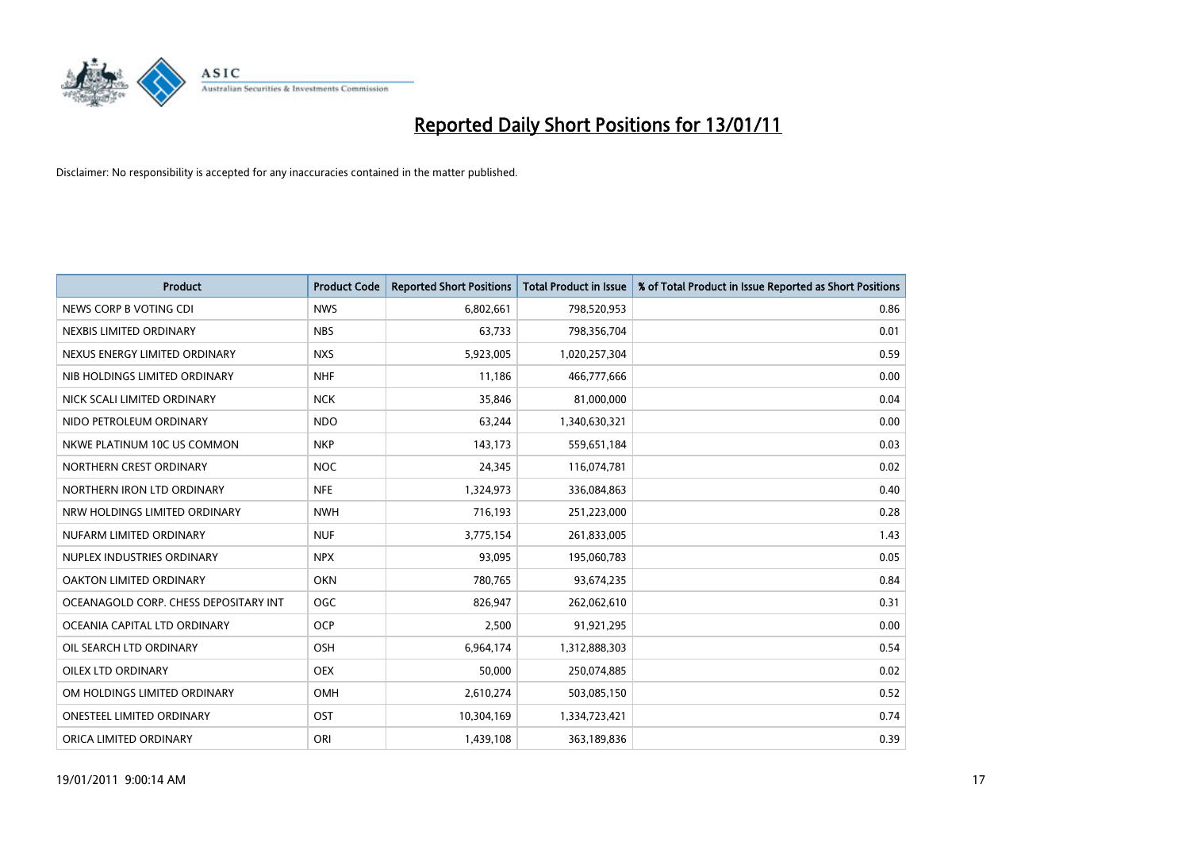# Reported Daily Short Positions for 13/01/11

Disclaimer: No responsibility is accepted for any inaccuracies contained in the matter published.

| Product | Product Code | Reported Short Positions | Total Product in Issue | % of Total Product in Issue Reported as Short Positions |
|---|---|---|---|---|
| NEWS CORP B VOTING CDI | NWS | 6,802,661 | 798,520,953 | 0.86 |
| NEXBIS LIMITED ORDINARY | NBS | 63,733 | 798,356,704 | 0.01 |
| NEXUS ENERGY LIMITED ORDINARY | NXS | 5,923,005 | 1,020,257,304 | 0.59 |
| NIB HOLDINGS LIMITED ORDINARY | NHF | 11,186 | 466,777,666 | 0.00 |
| NICK SCALI LIMITED ORDINARY | NCK | 35,846 | 81,000,000 | 0.04 |
| NIDO PETROLEUM ORDINARY | NDO | 63,244 | 1,340,630,321 | 0.00 |
| NKWE PLATINUM 10C US COMMON | NKP | 143,173 | 559,651,184 | 0.03 |
| NORTHERN CREST ORDINARY | NOC | 24,345 | 116,074,781 | 0.02 |
| NORTHERN IRON LTD ORDINARY | NFE | 1,324,973 | 336,084,863 | 0.40 |
| NRW HOLDINGS LIMITED ORDINARY | NWH | 716,193 | 251,223,000 | 0.28 |
| NUFARM LIMITED ORDINARY | NUF | 3,775,154 | 261,833,005 | 1.43 |
| NUPLEX INDUSTRIES ORDINARY | NPX | 93,095 | 195,060,783 | 0.05 |
| OAKTON LIMITED ORDINARY | OKN | 780,765 | 93,674,235 | 0.84 |
| OCEANAGOLD CORP. CHESS DEPOSITARY INT | OGC | 826,947 | 262,062,610 | 0.31 |
| OCEANIA CAPITAL LTD ORDINARY | OCP | 2,500 | 91,921,295 | 0.00 |
| OIL SEARCH LTD ORDINARY | OSH | 6,964,174 | 1,312,888,303 | 0.54 |
| OILEX LTD ORDINARY | OEX | 50,000 | 250,074,885 | 0.02 |
| OM HOLDINGS LIMITED ORDINARY | OMH | 2,610,274 | 503,085,150 | 0.52 |
| ONESTEEL LIMITED ORDINARY | OST | 10,304,169 | 1,334,723,421 | 0.74 |
| ORICA LIMITED ORDINARY | ORI | 1,439,108 | 363,189,836 | 0.39 |

19/01/2011 9:00:14 AM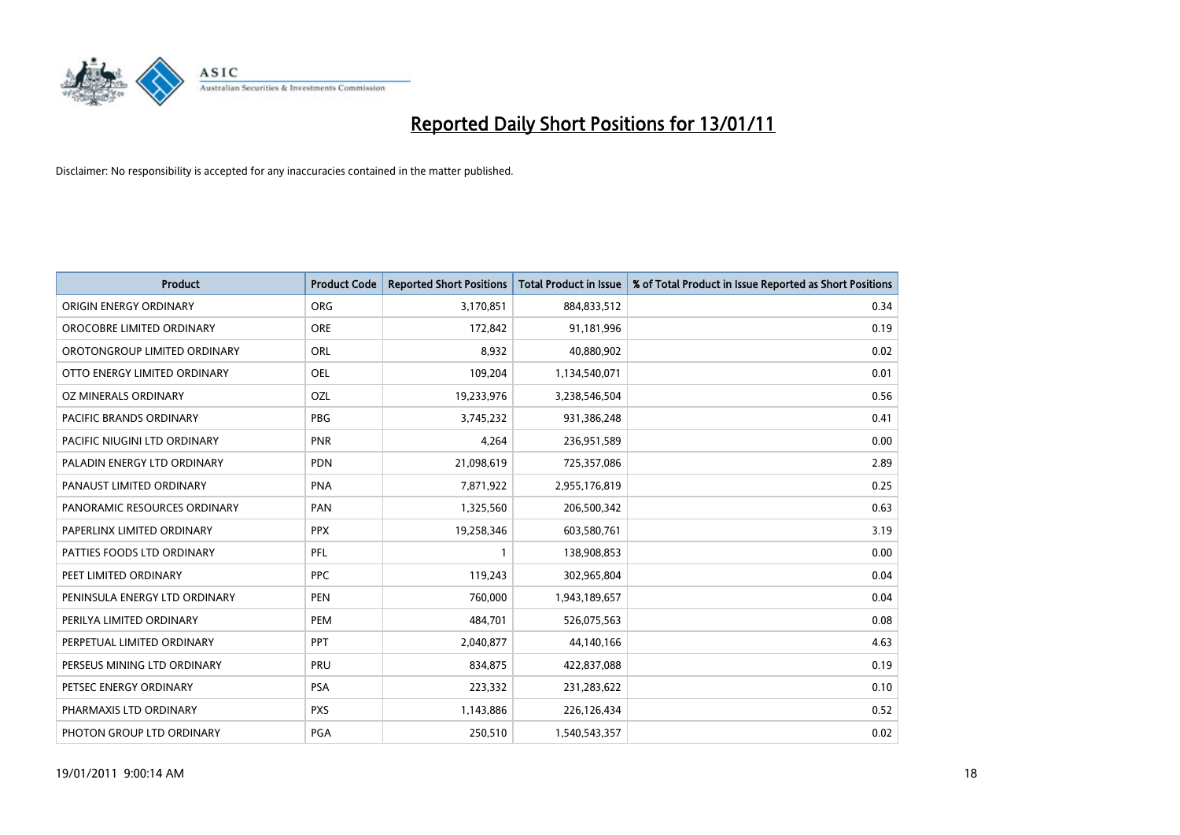# Reported Daily Short Positions for 13/01/11

Disclaimer: No responsibility is accepted for any inaccuracies contained in the matter published.

| Product | Product Code | Reported Short Positions | Total Product in Issue | % of Total Product in Issue Reported as Short Positions |
|---|---|---|---|---|
| ORIGIN ENERGY ORDINARY | ORG | 3,170,851 | 884,833,512 | 0.34 |
| OROCOBRE LIMITED ORDINARY | ORE | 172,842 | 91,181,996 | 0.19 |
| OROTONGROUP LIMITED ORDINARY | ORL | 8,932 | 40,880,902 | 0.02 |
| OTTO ENERGY LIMITED ORDINARY | OEL | 109,204 | 1,134,540,071 | 0.01 |
| OZ MINERALS ORDINARY | OZL | 19,233,976 | 3,238,546,504 | 0.56 |
| PACIFIC BRANDS ORDINARY | PBG | 3,745,232 | 931,386,248 | 0.41 |
| PACIFIC NIUGINI LTD ORDINARY | PNR | 4,264 | 236,951,589 | 0.00 |
| PALADIN ENERGY LTD ORDINARY | PDN | 21,098,619 | 725,357,086 | 2.89 |
| PANAUST LIMITED ORDINARY | PNA | 7,871,922 | 2,955,176,819 | 0.25 |
| PANORAMIC RESOURCES ORDINARY | PAN | 1,325,560 | 206,500,342 | 0.63 |
| PAPERLINX LIMITED ORDINARY | PPX | 19,258,346 | 603,580,761 | 3.19 |
| PATTIES FOODS LTD ORDINARY | PFL | 1 | 138,908,853 | 0.00 |
| PEET LIMITED ORDINARY | PPC | 119,243 | 302,965,804 | 0.04 |
| PENINSULA ENERGY LTD ORDINARY | PEN | 760,000 | 1,943,189,657 | 0.04 |
| PERILYA LIMITED ORDINARY | PEM | 484,701 | 526,075,563 | 0.08 |
| PERPETUAL LIMITED ORDINARY | PPT | 2,040,877 | 44,140,166 | 4.63 |
| PERSEUS MINING LTD ORDINARY | PRU | 834,875 | 422,837,088 | 0.19 |
| PETSEC ENERGY ORDINARY | PSA | 223,332 | 231,283,622 | 0.10 |
| PHARMAXIS LTD ORDINARY | PXS | 1,143,886 | 226,126,434 | 0.52 |
| PHOTON GROUP LTD ORDINARY | PGA | 250,510 | 1,540,543,357 | 0.02 |

19/01/2011 9:00:14 AM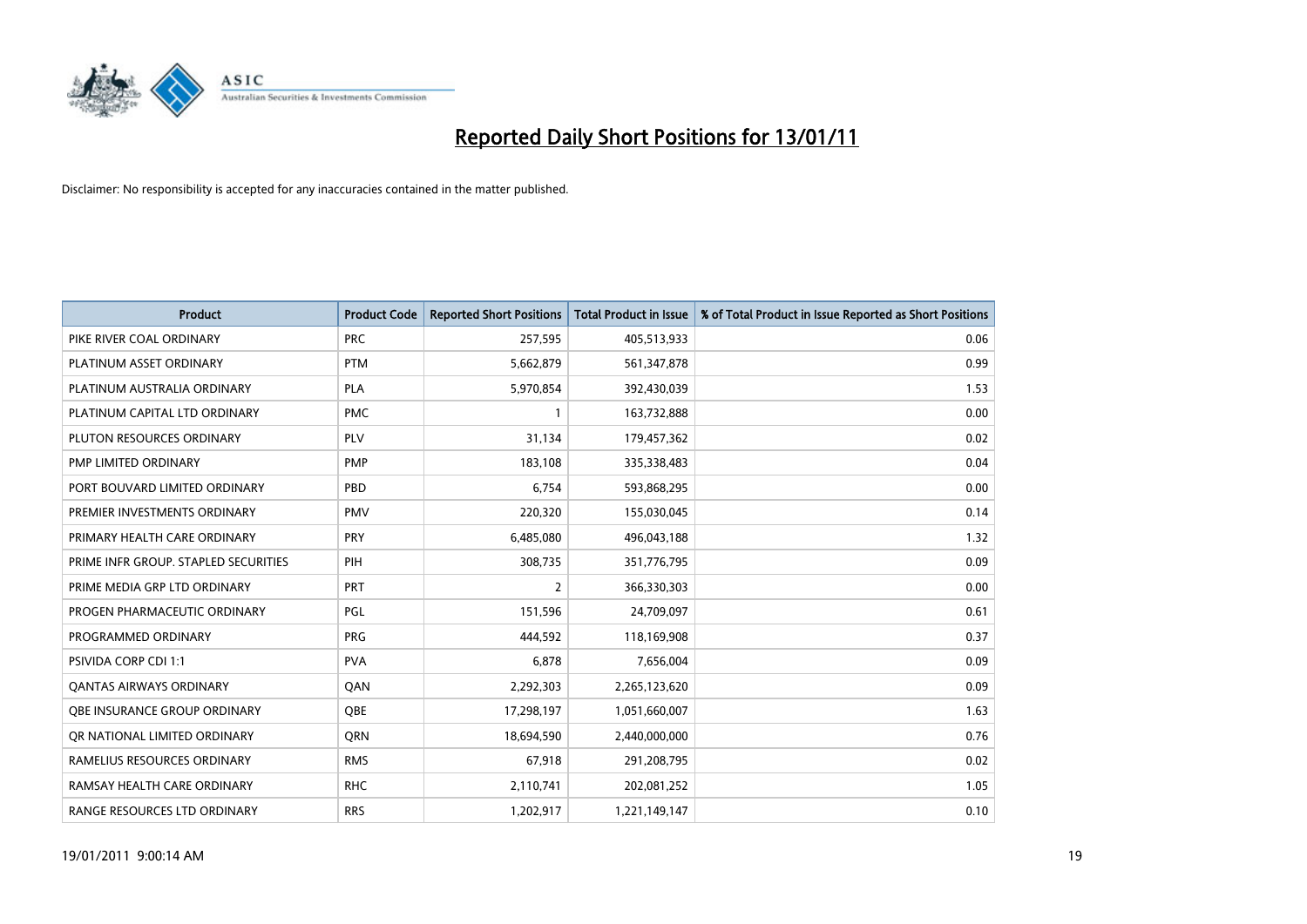# Reported Daily Short Positions for 13/01/11

Disclaimer: No responsibility is accepted for any inaccuracies contained in the matter published.

| Product | Product Code | Reported Short Positions | Total Product in Issue | % of Total Product in Issue Reported as Short Positions |
|---|---|---|---|---|
| PIKE RIVER COAL ORDINARY | PRC | 257,595 | 405,513,933 | 0.06 |
| PLATINUM ASSET ORDINARY | PTM | 5,662,879 | 561,347,878 | 0.99 |
| PLATINUM AUSTRALIA ORDINARY | PLA | 5,970,854 | 392,430,039 | 1.53 |
| PLATINUM CAPITAL LTD ORDINARY | PMC | 1 | 163,732,888 | 0.00 |
| PLUTON RESOURCES ORDINARY | PLV | 31,134 | 179,457,362 | 0.02 |
| PMP LIMITED ORDINARY | PMP | 183,108 | 335,338,483 | 0.04 |
| PORT BOUVARD LIMITED ORDINARY | PBD | 6,754 | 593,868,295 | 0.00 |
| PREMIER INVESTMENTS ORDINARY | PMV | 220,320 | 155,030,045 | 0.14 |
| PRIMARY HEALTH CARE ORDINARY | PRY | 6,485,080 | 496,043,188 | 1.32 |
| PRIME INFR GROUP. STAPLED SECURITIES | PIH | 308,735 | 351,776,795 | 0.09 |
| PRIME MEDIA GRP LTD ORDINARY | PRT | 2 | 366,330,303 | 0.00 |
| PROGEN PHARMACEUTIC ORDINARY | PGL | 151,596 | 24,709,097 | 0.61 |
| PROGRAMMED ORDINARY | PRG | 444,592 | 118,169,908 | 0.37 |
| PSIVIDA CORP CDI 1:1 | PVA | 6,878 | 7,656,004 | 0.09 |
| QANTAS AIRWAYS ORDINARY | QAN | 2,292,303 | 2,265,123,620 | 0.09 |
| QBE INSURANCE GROUP ORDINARY | QBE | 17,298,197 | 1,051,660,007 | 1.63 |
| QR NATIONAL LIMITED ORDINARY | QRN | 18,694,590 | 2,440,000,000 | 0.76 |
| RAMELIUS RESOURCES ORDINARY | RMS | 67,918 | 291,208,795 | 0.02 |
| RAMSAY HEALTH CARE ORDINARY | RHC | 2,110,741 | 202,081,252 | 1.05 |
| RANGE RESOURCES LTD ORDINARY | RRS | 1,202,917 | 1,221,149,147 | 0.10 |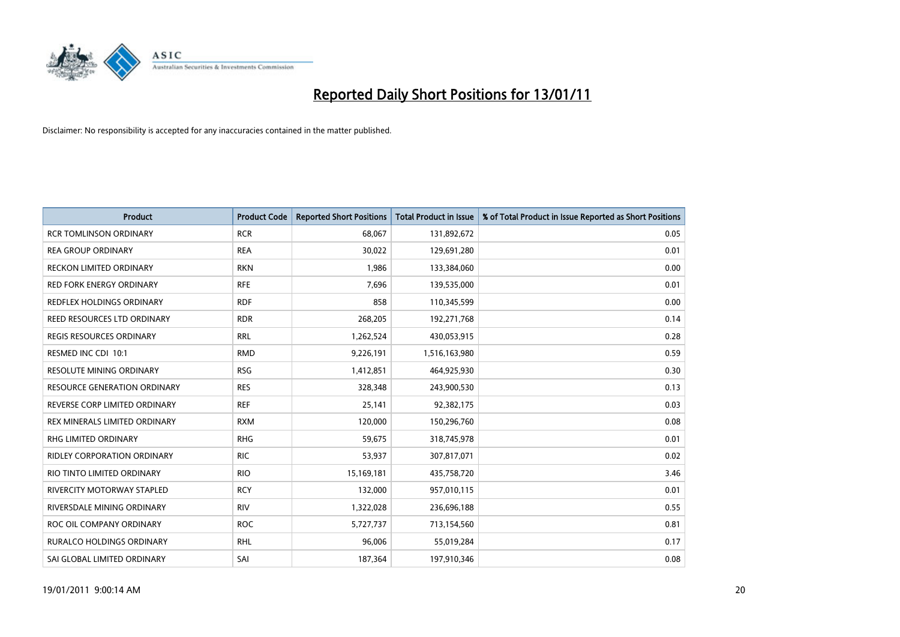# Reported Daily Short Positions for 13/01/11

Disclaimer: No responsibility is accepted for any inaccuracies contained in the matter published.

| Product | Product Code | Reported Short Positions | Total Product in Issue | % of Total Product in Issue Reported as Short Positions |
|---|---|---|---|---|
| RCR TOMLINSON ORDINARY | RCR | 68,067 | 131,892,672 | 0.05 |
| REA GROUP ORDINARY | REA | 30,022 | 129,691,280 | 0.01 |
| RECKON LIMITED ORDINARY | RKN | 1,986 | 133,384,060 | 0.00 |
| RED FORK ENERGY ORDINARY | RFE | 7,696 | 139,535,000 | 0.01 |
| REDFLEX HOLDINGS ORDINARY | RDF | 858 | 110,345,599 | 0.00 |
| REED RESOURCES LTD ORDINARY | RDR | 268,205 | 192,271,768 | 0.14 |
| REGIS RESOURCES ORDINARY | RRL | 1,262,524 | 430,053,915 | 0.28 |
| RESMED INC CDI 10:1 | RMD | 9,226,191 | 1,516,163,980 | 0.59 |
| RESOLUTE MINING ORDINARY | RSG | 1,412,851 | 464,925,930 | 0.30 |
| RESOURCE GENERATION ORDINARY | RES | 328,348 | 243,900,530 | 0.13 |
| REVERSE CORP LIMITED ORDINARY | REF | 25,141 | 92,382,175 | 0.03 |
| REX MINERALS LIMITED ORDINARY | RXM | 120,000 | 150,296,760 | 0.08 |
| RHG LIMITED ORDINARY | RHG | 59,675 | 318,745,978 | 0.01 |
| RIDLEY CORPORATION ORDINARY | RIC | 53,937 | 307,817,071 | 0.02 |
| RIO TINTO LIMITED ORDINARY | RIO | 15,169,181 | 435,758,720 | 3.46 |
| RIVERCITY MOTORWAY STAPLED | RCY | 132,000 | 957,010,115 | 0.01 |
| RIVERSDALE MINING ORDINARY | RIV | 1,322,028 | 236,696,188 | 0.55 |
| ROC OIL COMPANY ORDINARY | ROC | 5,727,737 | 713,154,560 | 0.81 |
| RURALCO HOLDINGS ORDINARY | RHL | 96,006 | 55,019,284 | 0.17 |
| SAI GLOBAL LIMITED ORDINARY | SAI | 187,364 | 197,910,346 | 0.08 |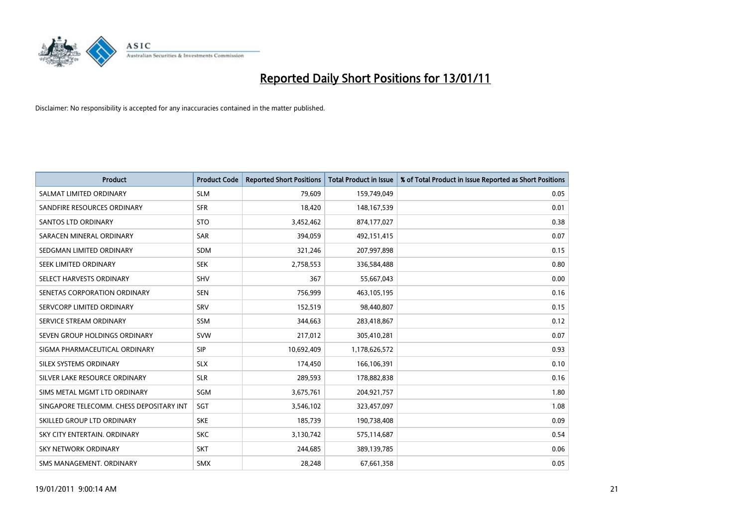# Reported Daily Short Positions for 13/01/11

Disclaimer: No responsibility is accepted for any inaccuracies contained in the matter published.

| Product | Product Code | Reported Short Positions | Total Product in Issue | % of Total Product in Issue Reported as Short Positions |
|---|---|---|---|---|
| SALMAT LIMITED ORDINARY | SLM | 79,609 | 159,749,049 | 0.05 |
| SANDFIRE RESOURCES ORDINARY | SFR | 18,420 | 148,167,539 | 0.01 |
| SANTOS LTD ORDINARY | STO | 3,452,462 | 874,177,027 | 0.38 |
| SARACEN MINERAL ORDINARY | SAR | 394,059 | 492,151,415 | 0.07 |
| SEDGMAN LIMITED ORDINARY | SDM | 321,246 | 207,997,898 | 0.15 |
| SEEK LIMITED ORDINARY | SEK | 2,758,553 | 336,584,488 | 0.80 |
| SELECT HARVESTS ORDINARY | SHV | 367 | 55,667,043 | 0.00 |
| SENETAS CORPORATION ORDINARY | SEN | 756,999 | 463,105,195 | 0.16 |
| SERVCORP LIMITED ORDINARY | SRV | 152,519 | 98,440,807 | 0.15 |
| SERVICE STREAM ORDINARY | SSM | 344,663 | 283,418,867 | 0.12 |
| SEVEN GROUP HOLDINGS ORDINARY | SVW | 217,012 | 305,410,281 | 0.07 |
| SIGMA PHARMACEUTICAL ORDINARY | SIP | 10,692,409 | 1,178,626,572 | 0.93 |
| SILEX SYSTEMS ORDINARY | SLX | 174,450 | 166,106,391 | 0.10 |
| SILVER LAKE RESOURCE ORDINARY | SLR | 289,593 | 178,882,838 | 0.16 |
| SIMS METAL MGMT LTD ORDINARY | SGM | 3,675,761 | 204,921,757 | 1.80 |
| SINGAPORE TELECOMM. CHESS DEPOSITARY INT | SGT | 3,546,102 | 323,457,097 | 1.08 |
| SKILLED GROUP LTD ORDINARY | SKE | 185,739 | 190,738,408 | 0.09 |
| SKY CITY ENTERTAIN. ORDINARY | SKC | 3,130,742 | 575,114,687 | 0.54 |
| SKY NETWORK ORDINARY | SKT | 244,685 | 389,139,785 | 0.06 |
| SMS MANAGEMENT. ORDINARY | SMX | 28,248 | 67,661,358 | 0.05 |

19/01/2011 9:00:14 AM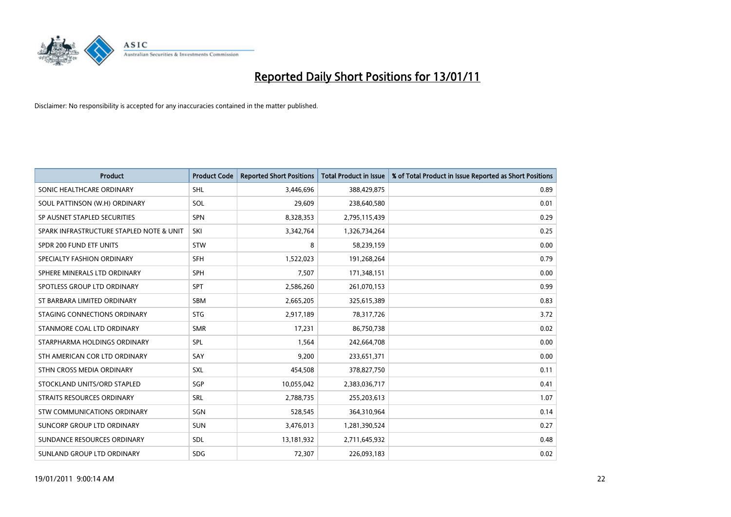# Reported Daily Short Positions for 13/01/11

Disclaimer: No responsibility is accepted for any inaccuracies contained in the matter published.

| Product | Product Code | Reported Short Positions | Total Product in Issue | % of Total Product in Issue Reported as Short Positions |
|---|---|---|---|---|
| SONIC HEALTHCARE ORDINARY | SHL | 3,446,696 | 388,429,875 | 0.89 |
| SOUL PATTINSON (W.H) ORDINARY | SOL | 29,609 | 238,640,580 | 0.01 |
| SP AUSNET STAPLED SECURITIES | SPN | 8,328,353 | 2,795,115,439 | 0.29 |
| SPARK INFRASTRUCTURE STAPLED NOTE & UNIT | SKI | 3,342,764 | 1,326,734,264 | 0.25 |
| SPDR 200 FUND ETF UNITS | STW | 8 | 58,239,159 | 0.00 |
| SPECIALTY FASHION ORDINARY | SFH | 1,522,023 | 191,268,264 | 0.79 |
| SPHERE MINERALS LTD ORDINARY | SPH | 7,507 | 171,348,151 | 0.00 |
| SPOTLESS GROUP LTD ORDINARY | SPT | 2,586,260 | 261,070,153 | 0.99 |
| ST BARBARA LIMITED ORDINARY | SBM | 2,665,205 | 325,615,389 | 0.83 |
| STAGING CONNECTIONS ORDINARY | STG | 2,917,189 | 78,317,726 | 3.72 |
| STANMORE COAL LTD ORDINARY | SMR | 17,231 | 86,750,738 | 0.02 |
| STARPHARMA HOLDINGS ORDINARY | SPL | 1,564 | 242,664,708 | 0.00 |
| STH AMERICAN COR LTD ORDINARY | SAY | 9,200 | 233,651,371 | 0.00 |
| STHN CROSS MEDIA ORDINARY | SXL | 454,508 | 378,827,750 | 0.11 |
| STOCKLAND UNITS/ORD STAPLED | SGP | 10,055,042 | 2,383,036,717 | 0.41 |
| STRAITS RESOURCES ORDINARY | SRL | 2,788,735 | 255,203,613 | 1.07 |
| STW COMMUNICATIONS ORDINARY | SGN | 528,545 | 364,310,964 | 0.14 |
| SUNCORP GROUP LTD ORDINARY | SUN | 3,476,013 | 1,281,390,524 | 0.27 |
| SUNDANCE RESOURCES ORDINARY | SDL | 13,181,932 | 2,711,645,932 | 0.48 |
| SUNLAND GROUP LTD ORDINARY | SDG | 72,307 | 226,093,183 | 0.02 |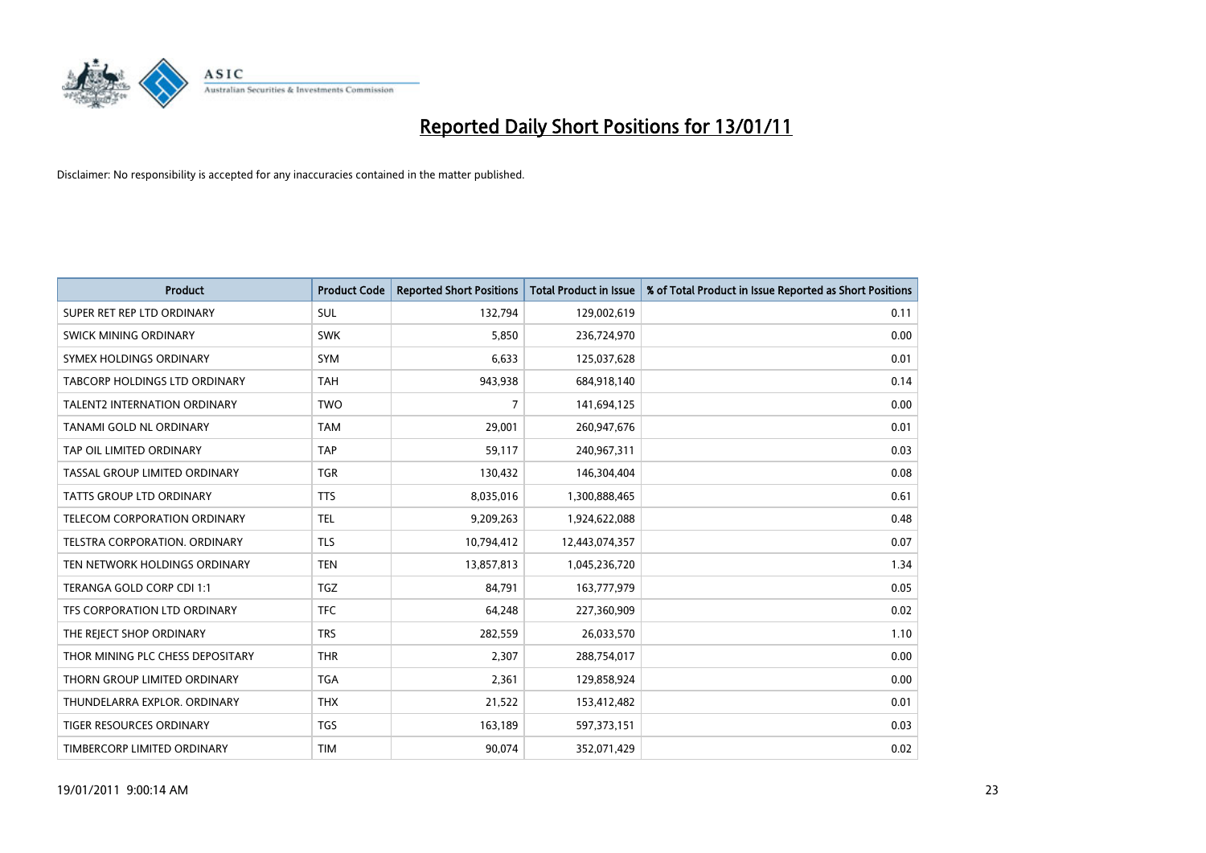# Reported Daily Short Positions for 13/01/11

Disclaimer: No responsibility is accepted for any inaccuracies contained in the matter published.

| Product | Product Code | Reported Short Positions | Total Product in Issue | % of Total Product in Issue Reported as Short Positions |
|---|---|---|---|---|
| SUPER RET REP LTD ORDINARY | SUL | 132,794 | 129,002,619 | 0.11 |
| SWICK MINING ORDINARY | SWK | 5,850 | 236,724,970 | 0.00 |
| SYMEX HOLDINGS ORDINARY | SYM | 6,633 | 125,037,628 | 0.01 |
| TABCORP HOLDINGS LTD ORDINARY | TAH | 943,938 | 684,918,140 | 0.14 |
| TALENT2 INTERNATION ORDINARY | TWO | 7 | 141,694,125 | 0.00 |
| TANAMI GOLD NL ORDINARY | TAM | 29,001 | 260,947,676 | 0.01 |
| TAP OIL LIMITED ORDINARY | TAP | 59,117 | 240,967,311 | 0.03 |
| TASSAL GROUP LIMITED ORDINARY | TGR | 130,432 | 146,304,404 | 0.08 |
| TATTS GROUP LTD ORDINARY | TTS | 8,035,016 | 1,300,888,465 | 0.61 |
| TELECOM CORPORATION ORDINARY | TEL | 9,209,263 | 1,924,622,088 | 0.48 |
| TELSTRA CORPORATION. ORDINARY | TLS | 10,794,412 | 12,443,074,357 | 0.07 |
| TEN NETWORK HOLDINGS ORDINARY | TEN | 13,857,813 | 1,045,236,720 | 1.34 |
| TERANGA GOLD CORP CDI 1:1 | TGZ | 84,791 | 163,777,979 | 0.05 |
| TFS CORPORATION LTD ORDINARY | TFC | 64,248 | 227,360,909 | 0.02 |
| THE REJECT SHOP ORDINARY | TRS | 282,559 | 26,033,570 | 1.10 |
| THOR MINING PLC CHESS DEPOSITARY | THR | 2,307 | 288,754,017 | 0.00 |
| THORN GROUP LIMITED ORDINARY | TGA | 2,361 | 129,858,924 | 0.00 |
| THUNDELARRA EXPLOR. ORDINARY | THX | 21,522 | 153,412,482 | 0.01 |
| TIGER RESOURCES ORDINARY | TGS | 163,189 | 597,373,151 | 0.03 |
| TIMBERCORP LIMITED ORDINARY | TIM | 90,074 | 352,071,429 | 0.02 |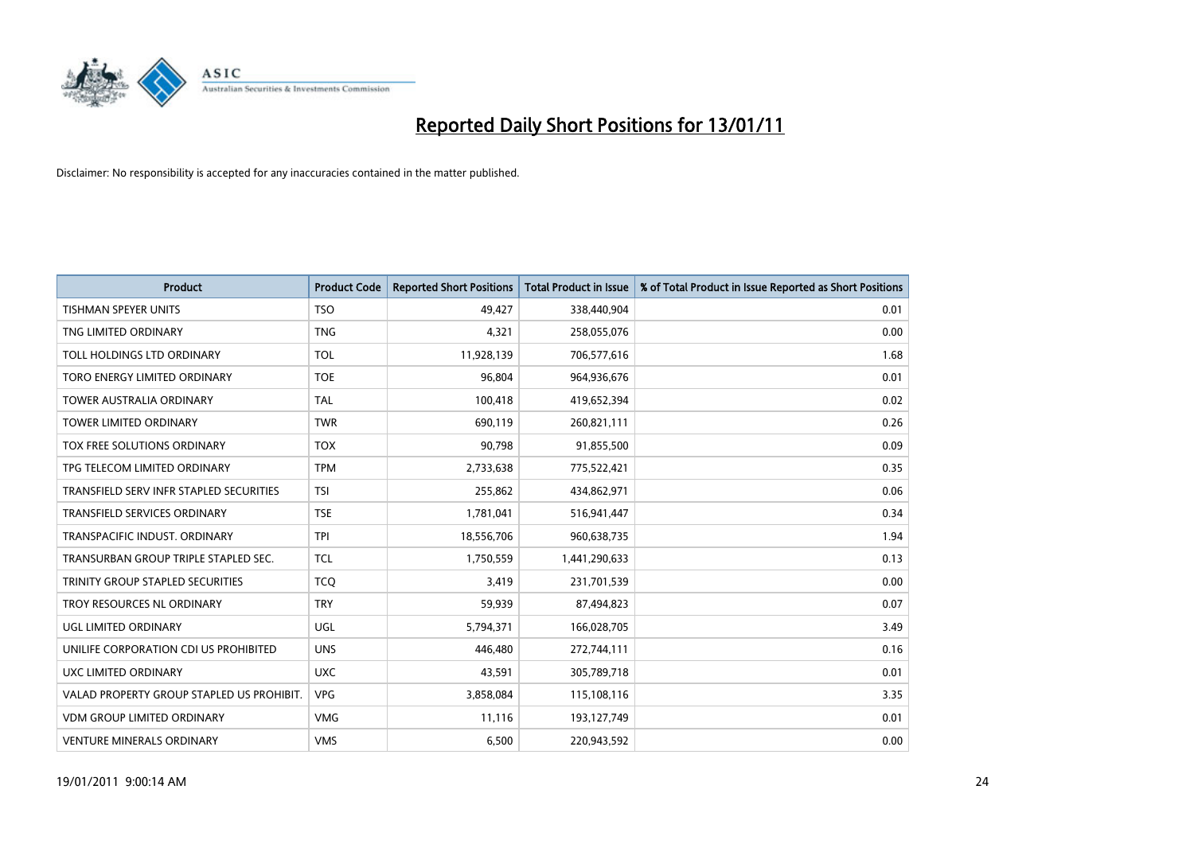# Reported Daily Short Positions for 13/01/11

Disclaimer: No responsibility is accepted for any inaccuracies contained in the matter published.

| Product | Product Code | Reported Short Positions | Total Product in Issue | % of Total Product in Issue Reported as Short Positions |
|---|---|---|---|---|
| TISHMAN SPEYER UNITS | TSO | 49,427 | 338,440,904 | 0.01 |
| TNG LIMITED ORDINARY | TNG | 4,321 | 258,055,076 | 0.00 |
| TOLL HOLDINGS LTD ORDINARY | TOL | 11,928,139 | 706,577,616 | 1.68 |
| TORO ENERGY LIMITED ORDINARY | TOE | 96,804 | 964,936,676 | 0.01 |
| TOWER AUSTRALIA ORDINARY | TAL | 100,418 | 419,652,394 | 0.02 |
| TOWER LIMITED ORDINARY | TWR | 690,119 | 260,821,111 | 0.26 |
| TOX FREE SOLUTIONS ORDINARY | TOX | 90,798 | 91,855,500 | 0.09 |
| TPG TELECOM LIMITED ORDINARY | TPM | 2,733,638 | 775,522,421 | 0.35 |
| TRANSFIELD SERV INFR STAPLED SECURITIES | TSI | 255,862 | 434,862,971 | 0.06 |
| TRANSFIELD SERVICES ORDINARY | TSE | 1,781,041 | 516,941,447 | 0.34 |
| TRANSPACIFIC INDUST. ORDINARY | TPI | 18,556,706 | 960,638,735 | 1.94 |
| TRANSURBAN GROUP TRIPLE STAPLED SEC. | TCL | 1,750,559 | 1,441,290,633 | 0.13 |
| TRINITY GROUP STAPLED SECURITIES | TCQ | 3,419 | 231,701,539 | 0.00 |
| TROY RESOURCES NL ORDINARY | TRY | 59,939 | 87,494,823 | 0.07 |
| UGL LIMITED ORDINARY | UGL | 5,794,371 | 166,028,705 | 3.49 |
| UNILIFE CORPORATION CDI US PROHIBITED | UNS | 446,480 | 272,744,111 | 0.16 |
| UXC LIMITED ORDINARY | UXC | 43,591 | 305,789,718 | 0.01 |
| VALAD PROPERTY GROUP STAPLED US PROHIBIT. | VPG | 3,858,084 | 115,108,116 | 3.35 |
| VDM GROUP LIMITED ORDINARY | VMG | 11,116 | 193,127,749 | 0.01 |
| VENTURE MINERALS ORDINARY | VMS | 6,500 | 220,943,592 | 0.00 |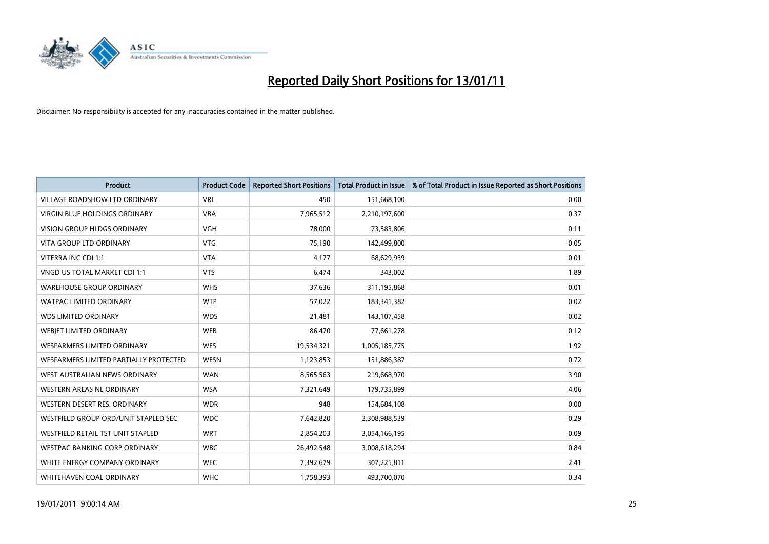# Reported Daily Short Positions for 13/01/11

Disclaimer: No responsibility is accepted for any inaccuracies contained in the matter published.

| Product | Product Code | Reported Short Positions | Total Product in Issue | % of Total Product in Issue Reported as Short Positions |
|---|---|---|---|---|
| VILLAGE ROADSHOW LTD ORDINARY | VRL | 450 | 151,668,100 | 0.00 |
| VIRGIN BLUE HOLDINGS ORDINARY | VBA | 7,965,512 | 2,210,197,600 | 0.37 |
| VISION GROUP HLDGS ORDINARY | VGH | 78,000 | 73,583,806 | 0.11 |
| VITA GROUP LTD ORDINARY | VTG | 75,190 | 142,499,800 | 0.05 |
| VITERRA INC CDI 1:1 | VTA | 4,177 | 68,629,939 | 0.01 |
| VNGD US TOTAL MARKET CDI 1:1 | VTS | 6,474 | 343,002 | 1.89 |
| WAREHOUSE GROUP ORDINARY | WHS | 37,636 | 311,195,868 | 0.01 |
| WATPAC LIMITED ORDINARY | WTP | 57,022 | 183,341,382 | 0.02 |
| WDS LIMITED ORDINARY | WDS | 21,481 | 143,107,458 | 0.02 |
| WEBJET LIMITED ORDINARY | WEB | 86,470 | 77,661,278 | 0.12 |
| WESFARMERS LIMITED ORDINARY | WES | 19,534,321 | 1,005,185,775 | 1.92 |
| WESFARMERS LIMITED PARTIALLY PROTECTED | WESN | 1,123,853 | 151,886,387 | 0.72 |
| WEST AUSTRALIAN NEWS ORDINARY | WAN | 8,565,563 | 219,668,970 | 3.90 |
| WESTERN AREAS NL ORDINARY | WSA | 7,321,649 | 179,735,899 | 4.06 |
| WESTERN DESERT RES. ORDINARY | WDR | 948 | 154,684,108 | 0.00 |
| WESTFIELD GROUP ORD/UNIT STAPLED SEC | WDC | 7,642,820 | 2,308,988,539 | 0.29 |
| WESTFIELD RETAIL TST UNIT STAPLED | WRT | 2,854,203 | 3,054,166,195 | 0.09 |
| WESTPAC BANKING CORP ORDINARY | WBC | 26,492,548 | 3,008,618,294 | 0.84 |
| WHITE ENERGY COMPANY ORDINARY | WEC | 7,392,679 | 307,225,811 | 2.41 |
| WHITEHAVEN COAL ORDINARY | WHC | 1,758,393 | 493,700,070 | 0.34 |

19/01/2011 9:00:14 AM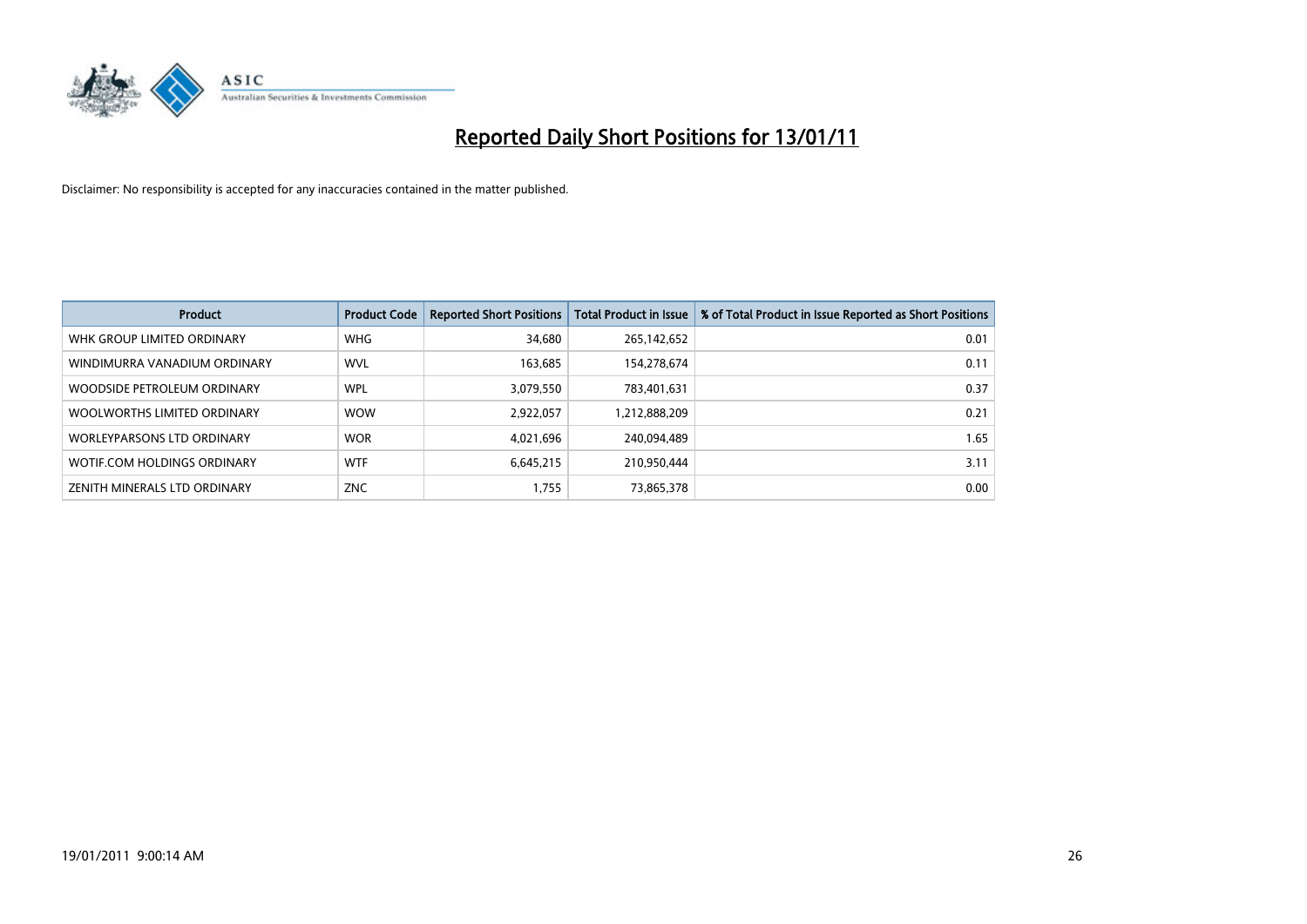# Reported Daily Short Positions for 13/01/11

Disclaimer: No responsibility is accepted for any inaccuracies contained in the matter published.

| Product | Product Code | Reported Short Positions | Total Product in Issue | % of Total Product in Issue Reported as Short Positions |
|---|---|---|---|---|
| WHK GROUP LIMITED ORDINARY | WHG | 34,680 | 265,142,652 | 0.01 |
| WINDIMURRA VANADIUM ORDINARY | WVL | 163,685 | 154,278,674 | 0.11 |
| WOODSIDE PETROLEUM ORDINARY | WPL | 3,079,550 | 783,401,631 | 0.37 |
| WOOLWORTHS LIMITED ORDINARY | WOW | 2,922,057 | 1,212,888,209 | 0.21 |
| WORLEYPARSONS LTD ORDINARY | WOR | 4,021,696 | 240,094,489 | 1.65 |
| WOTIF.COM HOLDINGS ORDINARY | WTF | 6,645,215 | 210,950,444 | 3.11 |
| ZENITH MINERALS LTD ORDINARY | ZNC | 1,755 | 73,865,378 | 0.00 |

19/01/2011 9:00:14 AM